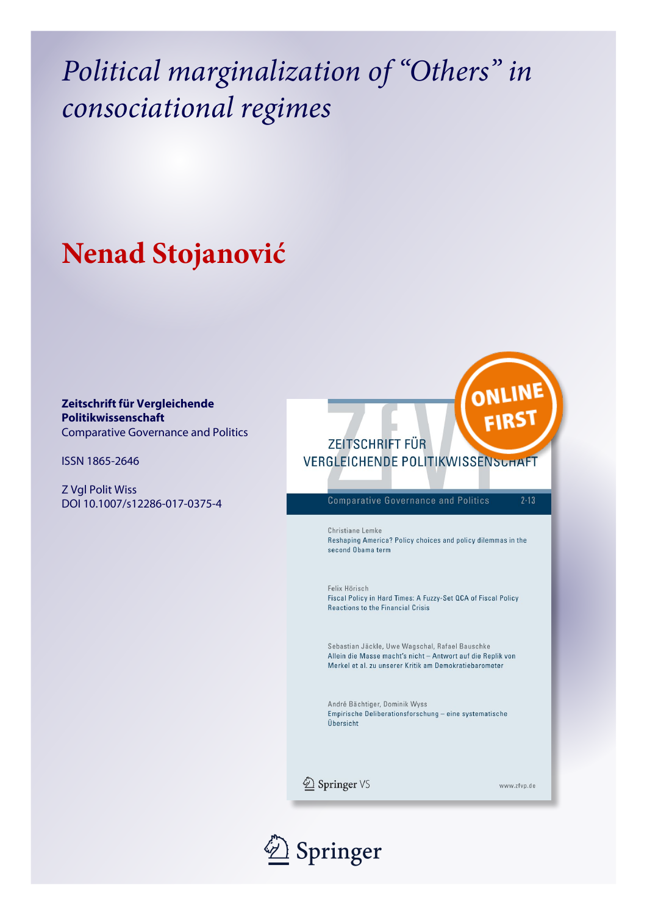# Political marginalization of "Others" in consociational regimes

## Nenad Stojanović

**Zeitschrift für Vergleichende Politikwissenschaft**
Comparative Governance and Politics

ISSN 1865-2646

Z Vgl Polit Wiss
DOI 10.1007/s12286-017-0375-4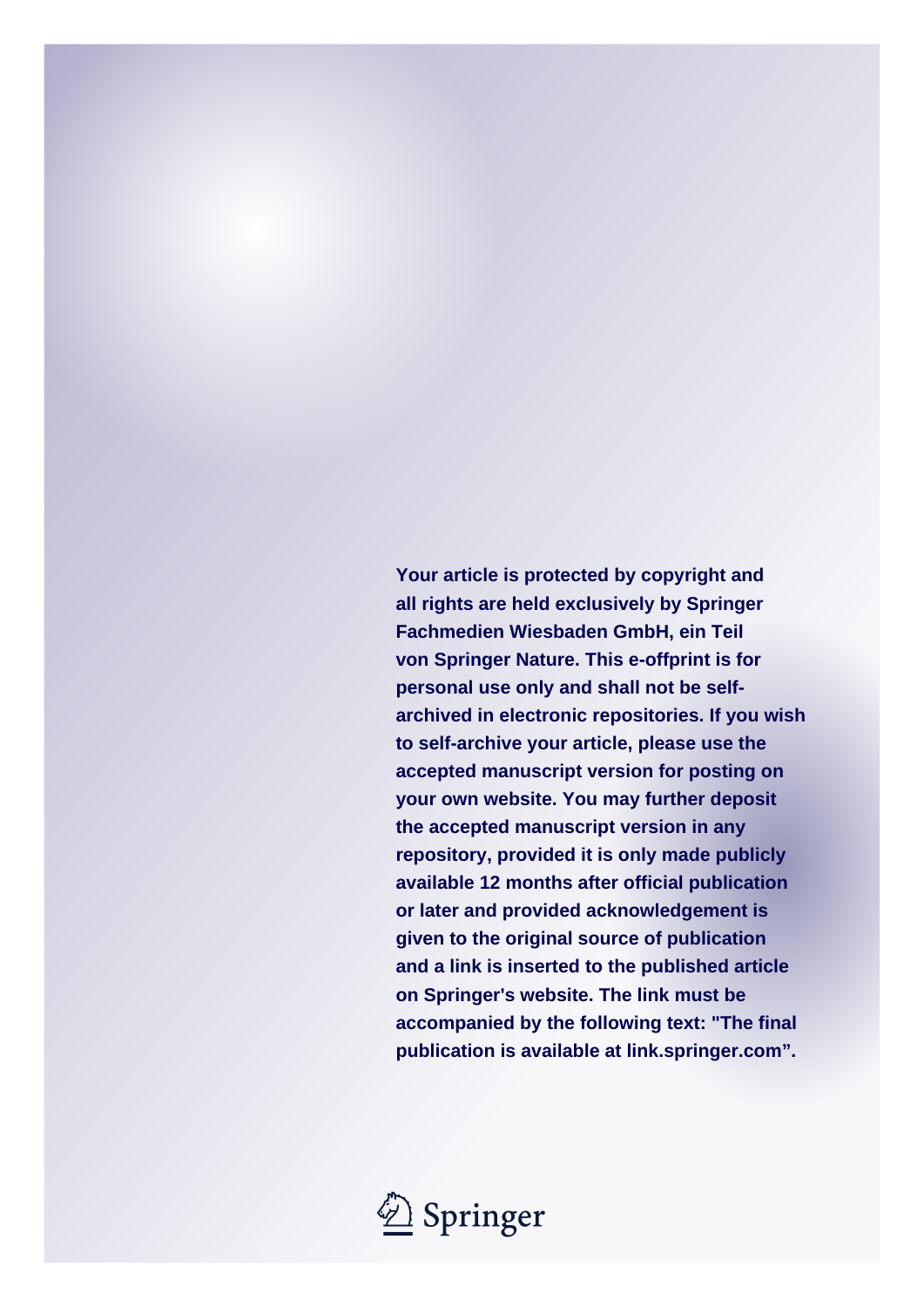**Your article is protected by copyright and all rights are held exclusively by Springer Fachmedien Wiesbaden GmbH, ein Teil von Springer Nature. This e-offprint is for personal use only and shall not be self-archived in electronic repositories. If you wish to self-archive your article, please use the accepted manuscript version for posting on your own website. You may further deposit the accepted manuscript version in any repository, provided it is only made publicly available 12 months after official publication or later and provided acknowledgement is given to the original source of publication and a link is inserted to the published article on Springer's website. The link must be accompanied by the following text: "The final publication is available at link.springer.com".**

Springer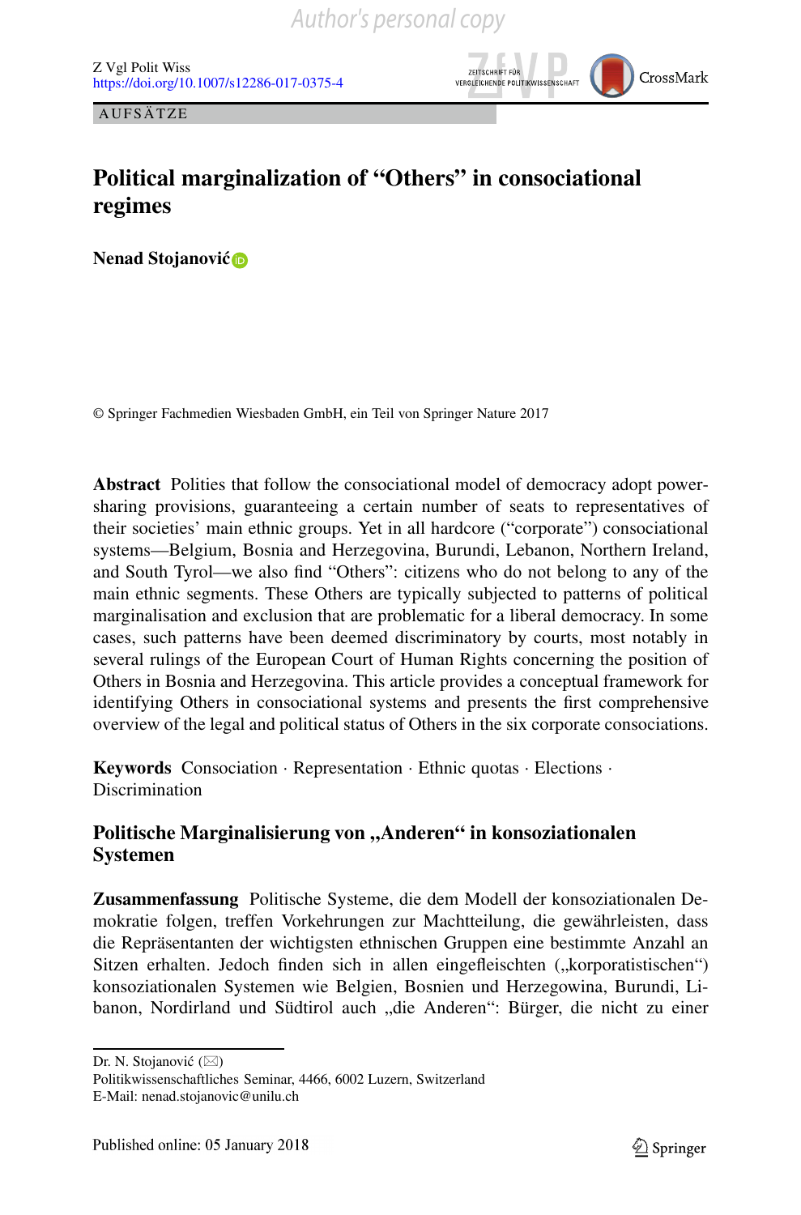# Political marginalization of "Others" in consociational regimes

**Nenad Stojanović**

© Springer Fachmedien Wiesbaden GmbH, ein Teil von Springer Nature 2017

**Abstract** Polities that follow the consociational model of democracy adopt power-sharing provisions, guaranteeing a certain number of seats to representatives of their societies' main ethnic groups. Yet in all hardcore ("corporate") consociational systems—Belgium, Bosnia and Herzegovina, Burundi, Lebanon, Northern Ireland, and South Tyrol—we also find "Others": citizens who do not belong to any of the main ethnic segments. These Others are typically subjected to patterns of political marginalisation and exclusion that are problematic for a liberal democracy. In some cases, such patterns have been deemed discriminatory by courts, most notably in several rulings of the European Court of Human Rights concerning the position of Others in Bosnia and Herzegovina. This article provides a conceptual framework for identifying Others in consociational systems and presents the first comprehensive overview of the legal and political status of Others in the six corporate consociations.

**Keywords** Consociation · Representation · Ethnic quotas · Elections · Discrimination

## Politische Marginalisierung von „Anderen" in konsoziationalen Systemen

**Zusammenfassung** Politische Systeme, die dem Modell der konsoziationalen Demokratie folgen, treffen Vorkehrungen zur Machtteilung, die gewährleisten, dass die Repräsentanten der wichtigsten ethnischen Gruppen eine bestimmte Anzahl an Sitzen erhalten. Jedoch finden sich in allen eingefleischten („korporatistischen") konsoziationalen Systemen wie Belgien, Bosnien und Herzegowina, Burundi, Libanon, Nordirland und Südtirol auch „die Anderen": Bürger, die nicht zu einer

---

Dr. N. Stojanović (✉)
Politikwissenschaftliches Seminar, 4466, 6002 Luzern, Switzerland
E-Mail: nenad.stojanovic@unilu.ch

Published online: 05 January 2018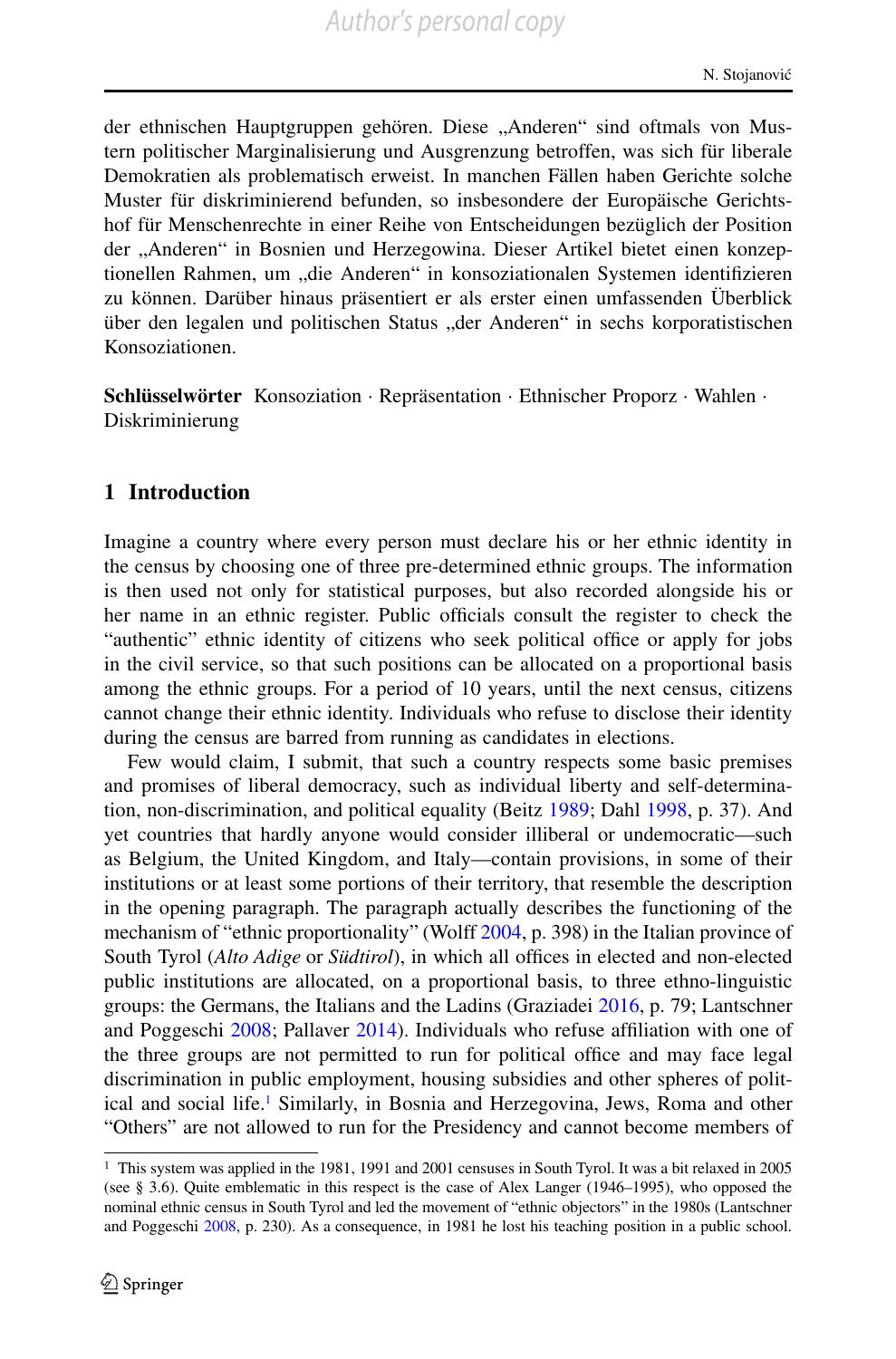der ethnischen Hauptgruppen gehören. Diese „Anderen“ sind oftmals von Mustern politischer Marginalisierung und Ausgrenzung betroffen, was sich für liberale Demokratien als problematisch erweist. In manchen Fällen haben Gerichte solche Muster für diskriminierend befunden, so insbesondere der Europäische Gerichtshof für Menschenrechte in einer Reihe von Entscheidungen bezüglich der Position der „Anderen“ in Bosnien und Herzegowina. Dieser Artikel bietet einen konzeptionellen Rahmen, um „die Anderen“ in konsoziationalen Systemen identifizieren zu können. Darüber hinaus präsentiert er als erster einen umfassenden Überblick über den legalen und politischen Status „der Anderen“ in sechs korporatistischen Konsoziationen.

**Schlüsselwörter** Konsoziation · Repräsentation · Ethnischer Proporz · Wahlen · Diskriminierung

## 1 Introduction

Imagine a country where every person must declare his or her ethnic identity in the census by choosing one of three pre-determined ethnic groups. The information is then used not only for statistical purposes, but also recorded alongside his or her name in an ethnic register. Public officials consult the register to check the "authentic" ethnic identity of citizens who seek political office or apply for jobs in the civil service, so that such positions can be allocated on a proportional basis among the ethnic groups. For a period of 10 years, until the next census, citizens cannot change their ethnic identity. Individuals who refuse to disclose their identity during the census are barred from running as candidates in elections.

Few would claim, I submit, that such a country respects some basic premises and promises of liberal democracy, such as individual liberty and self-determination, non-discrimination, and political equality (Beitz 1989; Dahl 1998, p. 37). And yet countries that hardly anyone would consider illiberal or undemocratic—such as Belgium, the United Kingdom, and Italy—contain provisions, in some of their institutions or at least some portions of their territory, that resemble the description in the opening paragraph. The paragraph actually describes the functioning of the mechanism of "ethnic proportionality" (Wolff 2004, p. 398) in the Italian province of South Tyrol (*Alto Adige* or *Südtirol*), in which all offices in elected and non-elected public institutions are allocated, on a proportional basis, to three ethno-linguistic groups: the Germans, the Italians and the Ladins (Graziadei 2016, p. 79; Lantschner and Poggeschi 2008; Pallaver 2014). Individuals who refuse affiliation with one of the three groups are not permitted to run for political office and may face legal discrimination in public employment, housing subsidies and other spheres of political and social life.[1] Similarly, in Bosnia and Herzegovina, Jews, Roma and other "Others" are not allowed to run for the Presidency and cannot become members of

[1] This system was applied in the 1981, 1991 and 2001 censuses in South Tyrol. It was a bit relaxed in 2005 (see § 3.6). Quite emblematic in this respect is the case of Alex Langer (1946–1995), who opposed the nominal ethnic census in South Tyrol and led the movement of "ethnic objectors" in the 1980s (Lantschner and Poggeschi 2008, p. 230). As a consequence, in 1981 he lost his teaching position in a public school.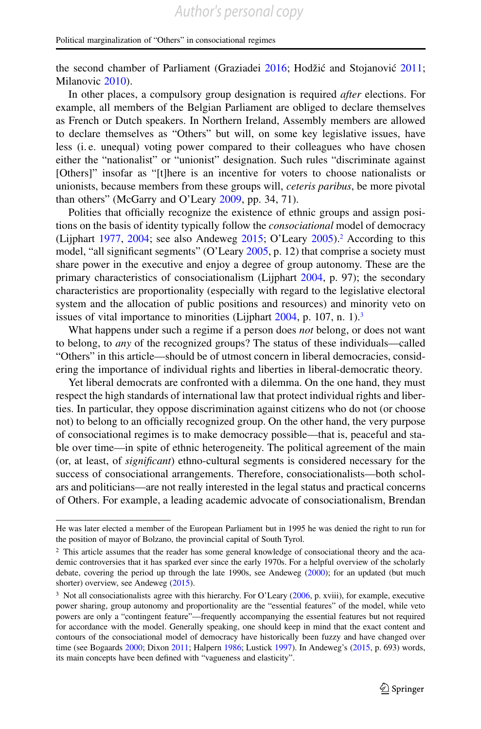the second chamber of Parliament (Graziadei 2016; Hodžić and Stojanović 2011; Milanovic 2010).

In other places, a compulsory group designation is required *after* elections. For example, all members of the Belgian Parliament are obliged to declare themselves as French or Dutch speakers. In Northern Ireland, Assembly members are allowed to declare themselves as "Others" but will, on some key legislative issues, have less (i. e. unequal) voting power compared to their colleagues who have chosen either the "nationalist" or "unionist" designation. Such rules "discriminate against [Others]" insofar as "[t]here is an incentive for voters to choose nationalists or unionists, because members from these groups will, *ceteris paribus*, be more pivotal than others" (McGarry and O'Leary 2009, pp. 34, 71).

Polities that officially recognize the existence of ethnic groups and assign positions on the basis of identity typically follow the *consociational* model of democracy (Lijphart 1977, 2004; see also Andeweg 2015; O'Leary 2005).[2] According to this model, "all significant segments" (O'Leary 2005, p. 12) that comprise a society must share power in the executive and enjoy a degree of group autonomy. These are the primary characteristics of consociationalism (Lijphart 2004, p. 97); the secondary characteristics are proportionality (especially with regard to the legislative electoral system and the allocation of public positions and resources) and minority veto on issues of vital importance to minorities (Lijphart 2004, p. 107, n. 1).[3]

What happens under such a regime if a person does *not* belong, or does not want to belong, to *any* of the recognized groups? The status of these individuals—called "Others" in this article—should be of utmost concern in liberal democracies, considering the importance of individual rights and liberties in liberal-democratic theory.

Yet liberal democrats are confronted with a dilemma. On the one hand, they must respect the high standards of international law that protect individual rights and liberties. In particular, they oppose discrimination against citizens who do not (or choose not) to belong to an officially recognized group. On the other hand, the very purpose of consociational regimes is to make democracy possible—that is, peaceful and stable over time—in spite of ethnic heterogeneity. The political agreement of the main (or, at least, of *significant*) ethno-cultural segments is considered necessary for the success of consociational arrangements. Therefore, consociationalists—both scholars and politicians—are not really interested in the legal status and practical concerns of Others. For example, a leading academic advocate of consociationalism, Brendan

---

He was later elected a member of the European Parliament but in 1995 he was denied the right to run for the position of mayor of Bolzano, the provincial capital of South Tyrol.

[2] This article assumes that the reader has some general knowledge of consociational theory and the academic controversies that it has sparked ever since the early 1970s. For a helpful overview of the scholarly debate, covering the period up through the late 1990s, see Andeweg (2000); for an updated (but much shorter) overview, see Andeweg (2015).

[3] Not all consociationalists agree with this hierarchy. For O'Leary (2006, p. xviii), for example, executive power sharing, group autonomy and proportionality are the "essential features" of the model, while veto powers are only a "contingent feature"—frequently accompanying the essential features but not required for accordance with the model. Generally speaking, one should keep in mind that the exact content and contours of the consociational model of democracy have historically been fuzzy and have changed over time (see Bogaards 2000; Dixon 2011; Halpern 1986; Lustick 1997). In Andeweg's (2015, p. 693) words, its main concepts have been defined with "vagueness and elasticity".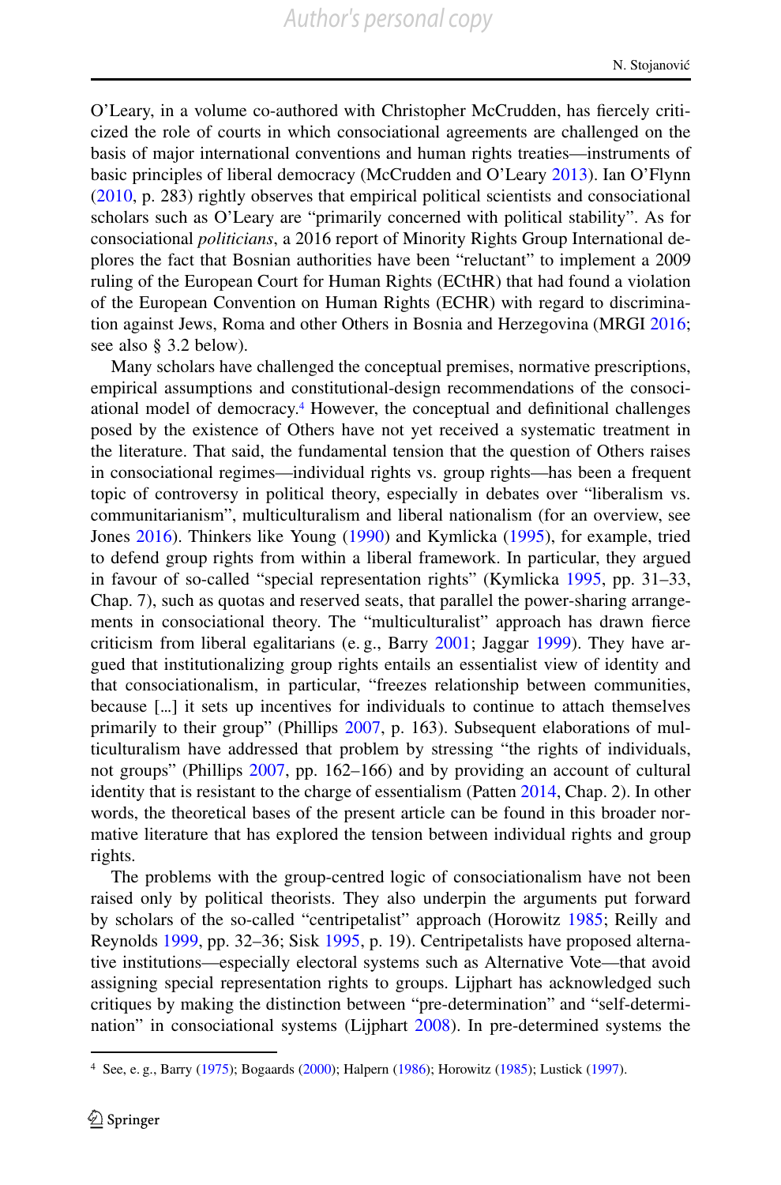O'Leary, in a volume co-authored with Christopher McCrudden, has fiercely criticized the role of courts in which consociational agreements are challenged on the basis of major international conventions and human rights treaties—instruments of basic principles of liberal democracy (McCrudden and O'Leary 2013). Ian O'Flynn (2010, p. 283) rightly observes that empirical political scientists and consociational scholars such as O'Leary are "primarily concerned with political stability". As for consociational *politicians*, a 2016 report of Minority Rights Group International deplores the fact that Bosnian authorities have been "reluctant" to implement a 2009 ruling of the European Court for Human Rights (ECtHR) that had found a violation of the European Convention on Human Rights (ECHR) with regard to discrimination against Jews, Roma and other Others in Bosnia and Herzegovina (MRGI 2016; see also § 3.2 below).

Many scholars have challenged the conceptual premises, normative prescriptions, empirical assumptions and constitutional-design recommendations of the consociational model of democracy.[4] However, the conceptual and definitional challenges posed by the existence of Others have not yet received a systematic treatment in the literature. That said, the fundamental tension that the question of Others raises in consociational regimes—individual rights vs. group rights—has been a frequent topic of controversy in political theory, especially in debates over "liberalism vs. communitarianism", multiculturalism and liberal nationalism (for an overview, see Jones 2016). Thinkers like Young (1990) and Kymlicka (1995), for example, tried to defend group rights from within a liberal framework. In particular, they argued in favour of so-called "special representation rights" (Kymlicka 1995, pp. 31–33, Chap. 7), such as quotas and reserved seats, that parallel the power-sharing arrangements in consociational theory. The "multiculturalist" approach has drawn fierce criticism from liberal egalitarians (e. g., Barry 2001; Jaggar 1999). They have argued that institutionalizing group rights entails an essentialist view of identity and that consociationalism, in particular, "freezes relationship between communities, because […] it sets up incentives for individuals to continue to attach themselves primarily to their group" (Phillips 2007, p. 163). Subsequent elaborations of multiculturalism have addressed that problem by stressing "the rights of individuals, not groups" (Phillips 2007, pp. 162–166) and by providing an account of cultural identity that is resistant to the charge of essentialism (Patten 2014, Chap. 2). In other words, the theoretical bases of the present article can be found in this broader normative literature that has explored the tension between individual rights and group rights.

The problems with the group-centred logic of consociationalism have not been raised only by political theorists. They also underpin the arguments put forward by scholars of the so-called "centripetalist" approach (Horowitz 1985; Reilly and Reynolds 1999, pp. 32–36; Sisk 1995, p. 19). Centripetalists have proposed alternative institutions—especially electoral systems such as Alternative Vote—that avoid assigning special representation rights to groups. Lijphart has acknowledged such critiques by making the distinction between "pre-determination" and "self-determination" in consociational systems (Lijphart 2008). In pre-determined systems the

---

[4] See, e. g., Barry (1975); Bogaards (2000); Halpern (1986); Horowitz (1985); Lustick (1997).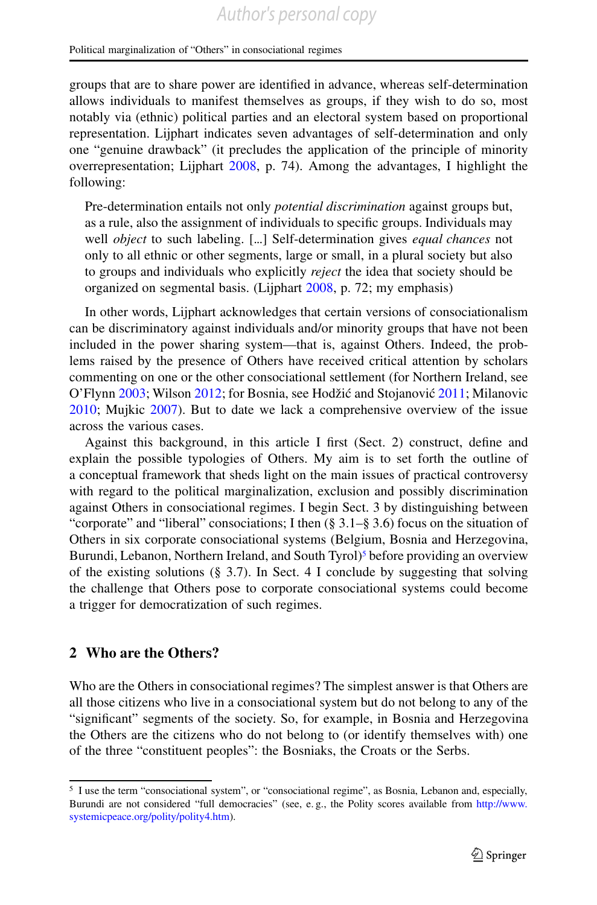groups that are to share power are identified in advance, whereas self-determination allows individuals to manifest themselves as groups, if they wish to do so, most notably via (ethnic) political parties and an electoral system based on proportional representation. Lijphart indicates seven advantages of self-determination and only one "genuine drawback" (it precludes the application of the principle of minority overrepresentation; Lijphart 2008, p. 74). Among the advantages, I highlight the following:

> Pre-determination entails not only *potential discrimination* against groups but, as a rule, also the assignment of individuals to specific groups. Individuals may well *object* to such labeling. [...] Self-determination gives *equal chances* not only to all ethnic or other segments, large or small, in a plural society but also to groups and individuals who explicitly *reject* the idea that society should be organized on segmental basis. (Lijphart 2008, p. 72; my emphasis)

In other words, Lijphart acknowledges that certain versions of consociationalism can be discriminatory against individuals and/or minority groups that have not been included in the power sharing system—that is, against Others. Indeed, the problems raised by the presence of Others have received critical attention by scholars commenting on one or the other consociational settlement (for Northern Ireland, see O'Flynn 2003; Wilson 2012; for Bosnia, see Hodžić and Stojanović 2011; Milanovic 2010; Mujkic 2007). But to date we lack a comprehensive overview of the issue across the various cases.

Against this background, in this article I first (Sect. 2) construct, define and explain the possible typologies of Others. My aim is to set forth the outline of a conceptual framework that sheds light on the main issues of practical controversy with regard to the political marginalization, exclusion and possibly discrimination against Others in consociational regimes. I begin Sect. 3 by distinguishing between "corporate" and "liberal" consociations; I then (§ 3.1–§ 3.6) focus on the situation of Others in six corporate consociational systems (Belgium, Bosnia and Herzegovina, Burundi, Lebanon, Northern Ireland, and South Tyrol)[5] before providing an overview of the existing solutions (§ 3.7). In Sect. 4 I conclude by suggesting that solving the challenge that Others pose to corporate consociational systems could become a trigger for democratization of such regimes.

## 2 Who are the Others?

Who are the Others in consociational regimes? The simplest answer is that Others are all those citizens who live in a consociational system but do not belong to any of the "significant" segments of the society. So, for example, in Bosnia and Herzegovina the Others are the citizens who do not belong to (or identify themselves with) one of the three "constituent peoples": the Bosniaks, the Croats or the Serbs.

---

[5] I use the term "consociational system", or "consociational regime", as Bosnia, Lebanon and, especially, Burundi are not considered "full democracies" (see, e. g., the Polity scores available from http://www.systemicpeace.org/polity/polity4.htm).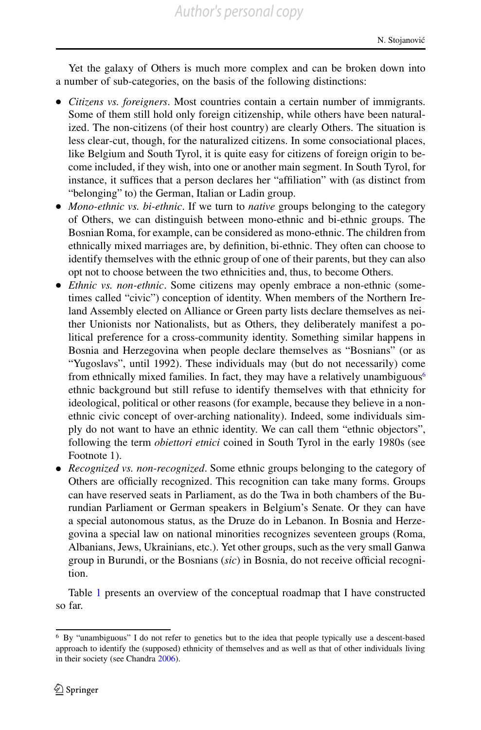Yet the galaxy of Others is much more complex and can be broken down into a number of sub-categories, on the basis of the following distinctions:

- *Citizens vs. foreigners*. Most countries contain a certain number of immigrants. Some of them still hold only foreign citizenship, while others have been naturalized. The non-citizens (of their host country) are clearly Others. The situation is less clear-cut, though, for the naturalized citizens. In some consociational places, like Belgium and South Tyrol, it is quite easy for citizens of foreign origin to become included, if they wish, into one or another main segment. In South Tyrol, for instance, it suffices that a person declares her "affiliation" with (as distinct from "belonging" to) the German, Italian or Ladin group.
- *Mono-ethnic vs. bi-ethnic*. If we turn to *native* groups belonging to the category of Others, we can distinguish between mono-ethnic and bi-ethnic groups. The Bosnian Roma, for example, can be considered as mono-ethnic. The children from ethnically mixed marriages are, by definition, bi-ethnic. They often can choose to identify themselves with the ethnic group of one of their parents, but they can also opt not to choose between the two ethnicities and, thus, to become Others.
- *Ethnic vs. non-ethnic*. Some citizens may openly embrace a non-ethnic (sometimes called "civic") conception of identity. When members of the Northern Ireland Assembly elected on Alliance or Green party lists declare themselves as neither Unionists nor Nationalists, but as Others, they deliberately manifest a political preference for a cross-community identity. Something similar happens in Bosnia and Herzegovina when people declare themselves as "Bosnians" (or as "Yugoslavs", until 1992). These individuals may (but do not necessarily) come from ethnically mixed families. In fact, they may have a relatively unambiguous[6] ethnic background but still refuse to identify themselves with that ethnicity for ideological, political or other reasons (for example, because they believe in a non-ethnic civic concept of over-arching nationality). Indeed, some individuals simply do not want to have an ethnic identity. We can call them "ethnic objectors", following the term *obiettori etnici* coined in South Tyrol in the early 1980s (see Footnote 1).
- *Recognized vs. non-recognized*. Some ethnic groups belonging to the category of Others are officially recognized. This recognition can take many forms. Groups can have reserved seats in Parliament, as do the Twa in both chambers of the Burundian Parliament or German speakers in Belgium's Senate. Or they can have a special autonomous status, as the Druze do in Lebanon. In Bosnia and Herzegovina a special law on national minorities recognizes seventeen groups (Roma, Albanians, Jews, Ukrainians, etc.). Yet other groups, such as the very small Ganwa group in Burundi, or the Bosnians (*sic*) in Bosnia, do not receive official recognition.

Table 1 presents an overview of the conceptual roadmap that I have constructed so far.

[6] By "unambiguous" I do not refer to genetics but to the idea that people typically use a descent-based approach to identify the (supposed) ethnicity of themselves and as well as that of other individuals living in their society (see Chandra 2006).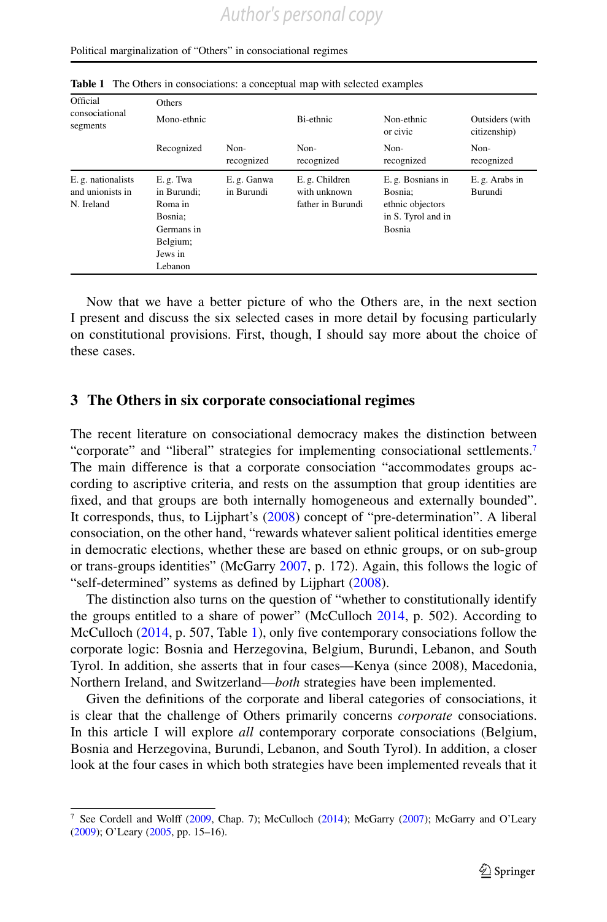**Table 1** The Others in consociations: a conceptual map with selected examples

| Official consociational segments | Others | | | | |
|---|---|---|---|---|---|
| | Mono-ethnic | | Bi-ethnic | Non-ethnic or civic | Outsiders (with citizenship) |
| | Recognized | Non-recognized | Non-recognized | Non-recognized | Non-recognized |
| E. g. nationalists and unionists in N. Ireland | E. g. Twa in Burundi; Roma in Bosnia; Germans in Belgium; Jews in Lebanon | E. g. Ganwa in Burundi | E. g. Children with unknown father in Burundi | E. g. Bosnians in Bosnia; ethnic objectors in S. Tyrol and in Bosnia | E. g. Arabs in Burundi |

Now that we have a better picture of who the Others are, in the next section I present and discuss the six selected cases in more detail by focusing particularly on constitutional provisions. First, though, I should say more about the choice of these cases.

## 3 The Others in six corporate consociational regimes

The recent literature on consociational democracy makes the distinction between "corporate" and "liberal" strategies for implementing consociational settlements.[7] The main difference is that a corporate consociation "accommodates groups according to ascriptive criteria, and rests on the assumption that group identities are fixed, and that groups are both internally homogeneous and externally bounded". It corresponds, thus, to Lijphart's (2008) concept of "pre-determination". A liberal consociation, on the other hand, "rewards whatever salient political identities emerge in democratic elections, whether these are based on ethnic groups, or on sub-group or trans-groups identities" (McGarry 2007, p. 172). Again, this follows the logic of "self-determined" systems as defined by Lijphart (2008).

The distinction also turns on the question of "whether to constitutionally identify the groups entitled to a share of power" (McCulloch 2014, p. 502). According to McCulloch (2014, p. 507, Table 1), only five contemporary consociations follow the corporate logic: Bosnia and Herzegovina, Belgium, Burundi, Lebanon, and South Tyrol. In addition, she asserts that in four cases—Kenya (since 2008), Macedonia, Northern Ireland, and Switzerland—*both* strategies have been implemented.

Given the definitions of the corporate and liberal categories of consociations, it is clear that the challenge of Others primarily concerns *corporate* consociations. In this article I will explore *all* contemporary corporate consociations (Belgium, Bosnia and Herzegovina, Burundi, Lebanon, and South Tyrol). In addition, a closer look at the four cases in which both strategies have been implemented reveals that it

[7] See Cordell and Wolff (2009, Chap. 7); McCulloch (2014); McGarry (2007); McGarry and O'Leary (2009); O'Leary (2005, pp. 15–16).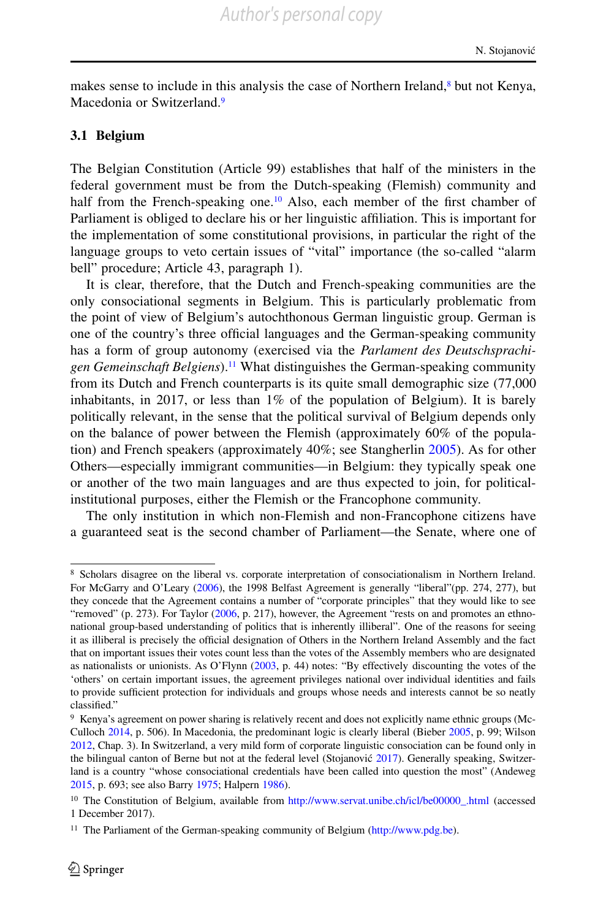makes sense to include in this analysis the case of Northern Ireland,[8] but not Kenya, Macedonia or Switzerland.[9]

### 3.1 Belgium

The Belgian Constitution (Article 99) establishes that half of the ministers in the federal government must be from the Dutch-speaking (Flemish) community and half from the French-speaking one.[10] Also, each member of the first chamber of Parliament is obliged to declare his or her linguistic affiliation. This is important for the implementation of some constitutional provisions, in particular the right of the language groups to veto certain issues of "vital" importance (the so-called "alarm bell" procedure; Article 43, paragraph 1).

It is clear, therefore, that the Dutch and French-speaking communities are the only consociational segments in Belgium. This is particularly problematic from the point of view of Belgium's autochthonous German linguistic group. German is one of the country's three official languages and the German-speaking community has a form of group autonomy (exercised via the *Parlament des Deutschsprachigen Gemeinschaft Belgiens*).[11] What distinguishes the German-speaking community from its Dutch and French counterparts is its quite small demographic size (77,000 inhabitants, in 2017, or less than 1% of the population of Belgium). It is barely politically relevant, in the sense that the political survival of Belgium depends only on the balance of power between the Flemish (approximately 60% of the population) and French speakers (approximately 40%; see Stangherlin 2005). As for other Others—especially immigrant communities—in Belgium: they typically speak one or another of the two main languages and are thus expected to join, for political-institutional purposes, either the Flemish or the Francophone community.

The only institution in which non-Flemish and non-Francophone citizens have a guaranteed seat is the second chamber of Parliament—the Senate, where one of

---

[8] Scholars disagree on the liberal vs. corporate interpretation of consociationalism in Northern Ireland. For McGarry and O'Leary (2006), the 1998 Belfast Agreement is generally "liberal"(pp. 274, 277), but they concede that the Agreement contains a number of "corporate principles" that they would like to see "removed" (p. 273). For Taylor (2006, p. 217), however, the Agreement "rests on and promotes an ethno-national group-based understanding of politics that is inherently illiberal". One of the reasons for seeing it as illiberal is precisely the official designation of Others in the Northern Ireland Assembly and the fact that on important issues their votes count less than the votes of the Assembly members who are designated as nationalists or unionists. As O'Flynn (2003, p. 44) notes: "By effectively discounting the votes of the 'others' on certain important issues, the agreement privileges national over individual identities and fails to provide sufficient protection for individuals and groups whose needs and interests cannot be so neatly classified."

[9] Kenya's agreement on power sharing is relatively recent and does not explicitly name ethnic groups (McCulloch 2014, p. 506). In Macedonia, the predominant logic is clearly liberal (Bieber 2005, p. 99; Wilson 2012, Chap. 3). In Switzerland, a very mild form of corporate linguistic consociation can be found only in the bilingual canton of Berne but not at the federal level (Stojanović 2017). Generally speaking, Switzerland is a country "whose consociational credentials have been called into question the most" (Andeweg 2015, p. 693; see also Barry 1975; Halpern 1986).

[10] The Constitution of Belgium, available from http://www.servat.unibe.ch/icl/be00000_.html (accessed 1 December 2017).

[11] The Parliament of the German-speaking community of Belgium (http://www.pdg.be).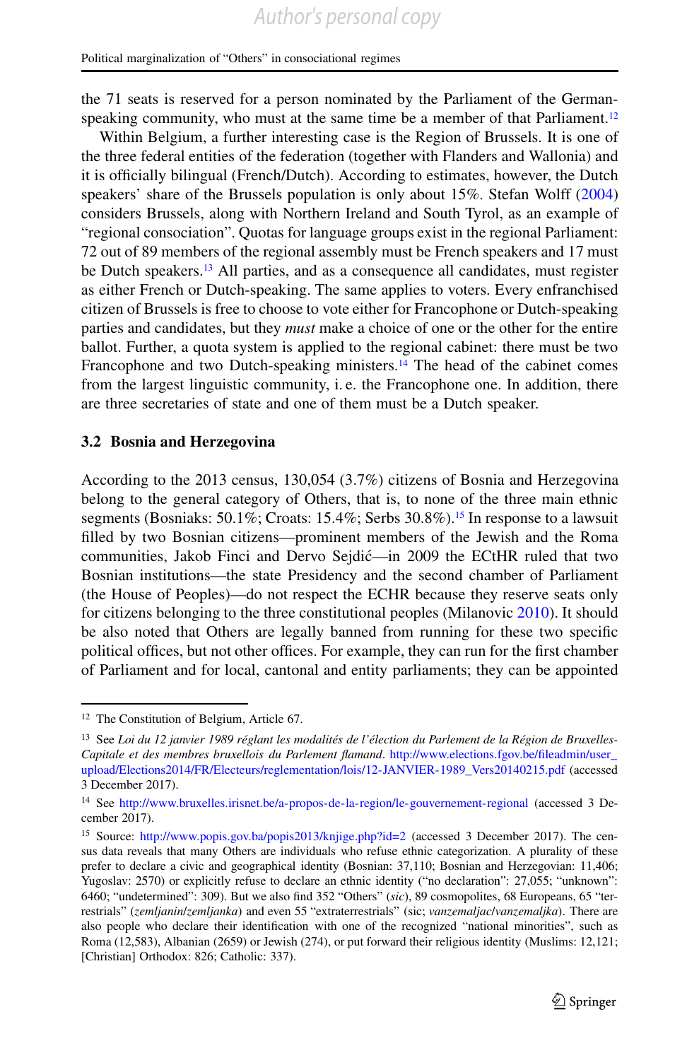the 71 seats is reserved for a person nominated by the Parliament of the German-speaking community, who must at the same time be a member of that Parliament.[12]

Within Belgium, a further interesting case is the Region of Brussels. It is one of the three federal entities of the federation (together with Flanders and Wallonia) and it is officially bilingual (French/Dutch). According to estimates, however, the Dutch speakers' share of the Brussels population is only about 15%. Stefan Wolff (2004) considers Brussels, along with Northern Ireland and South Tyrol, as an example of "regional consociation". Quotas for language groups exist in the regional Parliament: 72 out of 89 members of the regional assembly must be French speakers and 17 must be Dutch speakers.[13] All parties, and as a consequence all candidates, must register as either French or Dutch-speaking. The same applies to voters. Every enfranchised citizen of Brussels is free to choose to vote either for Francophone or Dutch-speaking parties and candidates, but they *must* make a choice of one or the other for the entire ballot. Further, a quota system is applied to the regional cabinet: there must be two Francophone and two Dutch-speaking ministers.[14] The head of the cabinet comes from the largest linguistic community, i. e. the Francophone one. In addition, there are three secretaries of state and one of them must be a Dutch speaker.

### 3.2 Bosnia and Herzegovina

According to the 2013 census, 130,054 (3.7%) citizens of Bosnia and Herzegovina belong to the general category of Others, that is, to none of the three main ethnic segments (Bosniaks: 50.1%; Croats: 15.4%; Serbs 30.8%).[15] In response to a lawsuit filled by two Bosnian citizens—prominent members of the Jewish and the Roma communities, Jakob Finci and Dervo Sejdić—in 2009 the ECtHR ruled that two Bosnian institutions—the state Presidency and the second chamber of Parliament (the House of Peoples)—do not respect the ECHR because they reserve seats only for citizens belonging to the three constitutional peoples (Milanovic 2010). It should be also noted that Others are legally banned from running for these two specific political offices, but not other offices. For example, they can run for the first chamber of Parliament and for local, cantonal and entity parliaments; they can be appointed

---

[12] The Constitution of Belgium, Article 67.

[13] See *Loi du 12 janvier 1989 réglant les modalités de l'élection du Parlement de la Région de Bruxelles-Capitale et des membres bruxellois du Parlement flamand*. http://www.elections.fgov.be/fileadmin/user_upload/Elections2014/FR/Electeurs/reglementation/lois/12-JANVIER-1989_Vers20140215.pdf (accessed 3 December 2017).

[14] See http://www.bruxelles.irisnet.be/a-propos-de-la-region/le-gouvernement-regional (accessed 3 December 2017).

[15] Source: http://www.popis.gov.ba/popis2013/knjige.php?id=2 (accessed 3 December 2017). The census data reveals that many Others are individuals who refuse ethnic categorization. A plurality of these prefer to declare a civic and geographical identity (Bosnian: 37,110; Bosnian and Herzegovian: 11,406; Yugoslav: 2570) or explicitly refuse to declare an ethnic identity ("no declaration": 27,055; "unknown": 6460; "undetermined": 309). But we also find 352 "Others" (*sic*), 89 cosmopolites, 68 Europeans, 65 "terrestrials" (*zemljanin*/*zemljanka*) and even 55 "extraterrestrials" (sic; *vanzemaljac*/*vanzemaljka*). There are also people who declare their identification with one of the recognized "national minorities", such as Roma (12,583), Albanian (2659) or Jewish (274), or put forward their religious identity (Muslims: 12,121; [Christian] Orthodox: 826; Catholic: 337).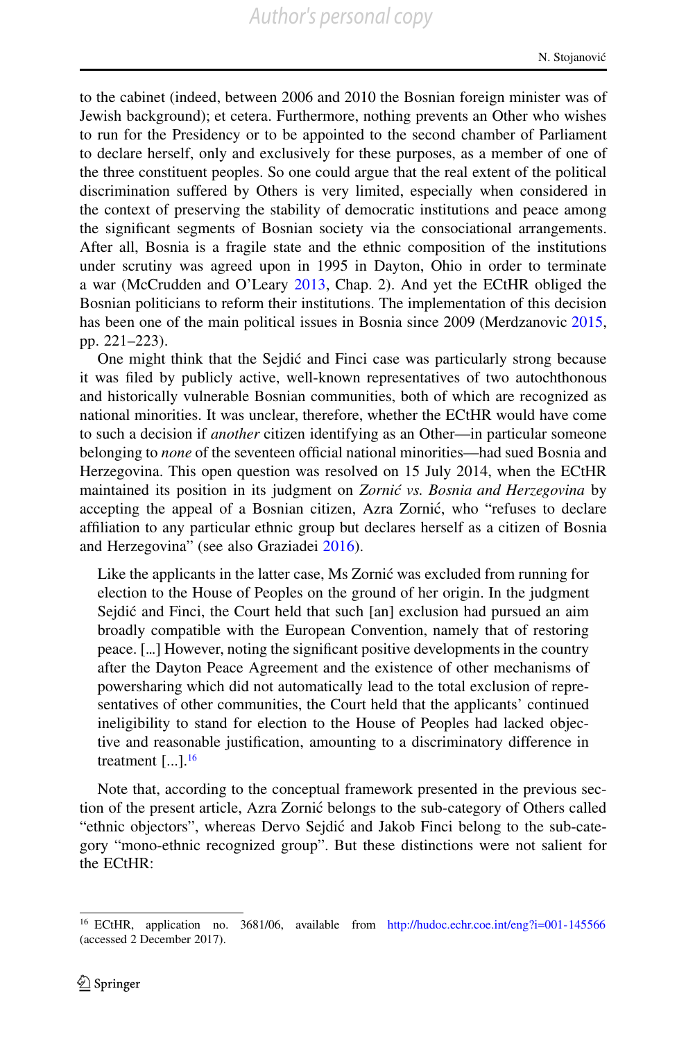to the cabinet (indeed, between 2006 and 2010 the Bosnian foreign minister was of Jewish background); et cetera. Furthermore, nothing prevents an Other who wishes to run for the Presidency or to be appointed to the second chamber of Parliament to declare herself, only and exclusively for these purposes, as a member of one of the three constituent peoples. So one could argue that the real extent of the political discrimination suffered by Others is very limited, especially when considered in the context of preserving the stability of democratic institutions and peace among the significant segments of Bosnian society via the consociational arrangements. After all, Bosnia is a fragile state and the ethnic composition of the institutions under scrutiny was agreed upon in 1995 in Dayton, Ohio in order to terminate a war (McCrudden and O'Leary 2013, Chap. 2). And yet the ECtHR obliged the Bosnian politicians to reform their institutions. The implementation of this decision has been one of the main political issues in Bosnia since 2009 (Merdzanovic 2015, pp. 221–223).

One might think that the Sejdić and Finci case was particularly strong because it was filed by publicly active, well-known representatives of two autochthonous and historically vulnerable Bosnian communities, both of which are recognized as national minorities. It was unclear, therefore, whether the ECtHR would have come to such a decision if *another* citizen identifying as an Other—in particular someone belonging to *none* of the seventeen official national minorities—had sued Bosnia and Herzegovina. This open question was resolved on 15 July 2014, when the ECtHR maintained its position in its judgment on *Zornić vs. Bosnia and Herzegovina* by accepting the appeal of a Bosnian citizen, Azra Zornić, who "refuses to declare affiliation to any particular ethnic group but declares herself as a citizen of Bosnia and Herzegovina" (see also Graziadei 2016).

> Like the applicants in the latter case, Ms Zornić was excluded from running for election to the House of Peoples on the ground of her origin. In the judgment Sejdić and Finci, the Court held that such [an] exclusion had pursued an aim broadly compatible with the European Convention, namely that of restoring peace. [...] However, noting the significant positive developments in the country after the Dayton Peace Agreement and the existence of other mechanisms of powersharing which did not automatically lead to the total exclusion of representatives of other communities, the Court held that the applicants' continued ineligibility to stand for election to the House of Peoples had lacked objective and reasonable justification, amounting to a discriminatory difference in treatment [...].[16]

Note that, according to the conceptual framework presented in the previous section of the present article, Azra Zornić belongs to the sub-category of Others called "ethnic objectors", whereas Dervo Sejdić and Jakob Finci belong to the sub-category "mono-ethnic recognized group". But these distinctions were not salient for the ECtHR:

---

[16] ECtHR, application no. 3681/06, available from http://hudoc.echr.coe.int/eng?i=001-145566 (accessed 2 December 2017).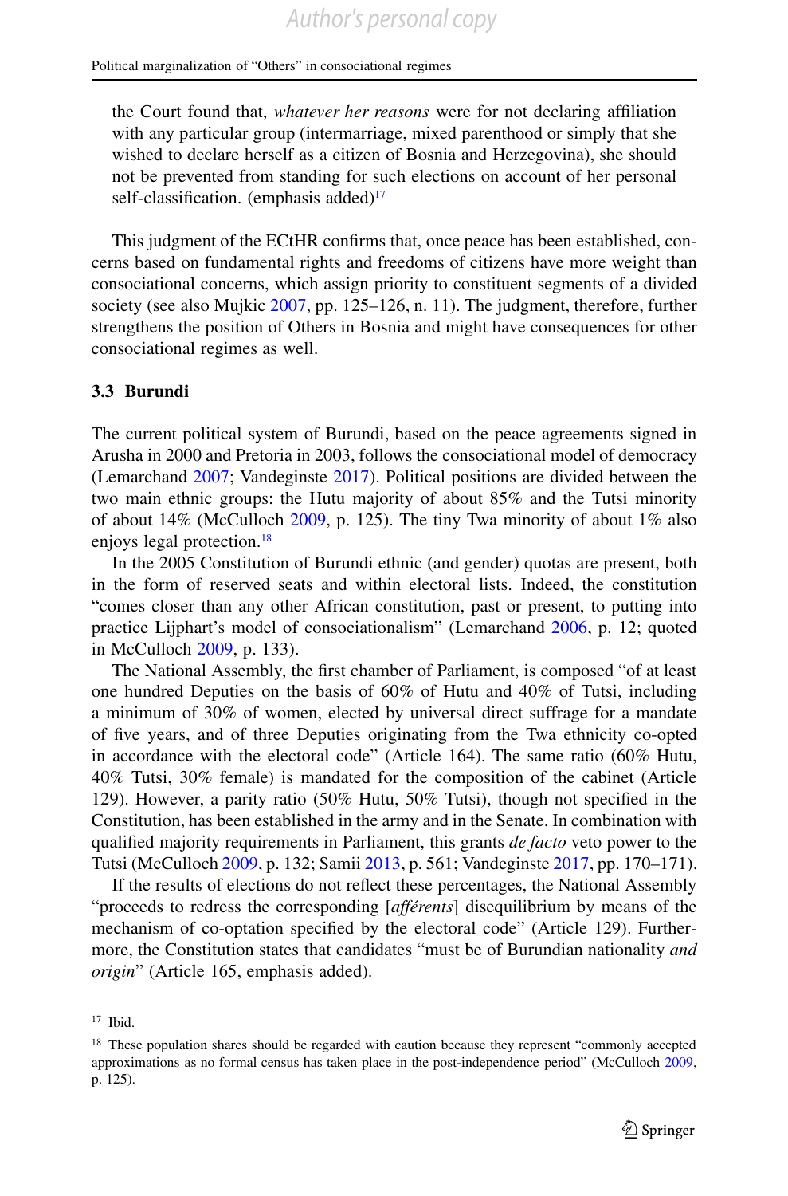the Court found that, *whatever her reasons* were for not declaring affiliation with any particular group (intermarriage, mixed parenthood or simply that she wished to declare herself as a citizen of Bosnia and Herzegovina), she should not be prevented from standing for such elections on account of her personal self-classification. (emphasis added)[17]

This judgment of the ECtHR confirms that, once peace has been established, concerns based on fundamental rights and freedoms of citizens have more weight than consociational concerns, which assign priority to constituent segments of a divided society (see also Mujkic 2007, pp. 125–126, n. 11). The judgment, therefore, further strengthens the position of Others in Bosnia and might have consequences for other consociational regimes as well.

### 3.3 Burundi

The current political system of Burundi, based on the peace agreements signed in Arusha in 2000 and Pretoria in 2003, follows the consociational model of democracy (Lemarchand 2007; Vandeginste 2017). Political positions are divided between the two main ethnic groups: the Hutu majority of about 85% and the Tutsi minority of about 14% (McCulloch 2009, p. 125). The tiny Twa minority of about 1% also enjoys legal protection.[18]

In the 2005 Constitution of Burundi ethnic (and gender) quotas are present, both in the form of reserved seats and within electoral lists. Indeed, the constitution "comes closer than any other African constitution, past or present, to putting into practice Lijphart's model of consociationalism" (Lemarchand 2006, p. 12; quoted in McCulloch 2009, p. 133).

The National Assembly, the first chamber of Parliament, is composed "of at least one hundred Deputies on the basis of 60% of Hutu and 40% of Tutsi, including a minimum of 30% of women, elected by universal direct suffrage for a mandate of five years, and of three Deputies originating from the Twa ethnicity co-opted in accordance with the electoral code" (Article 164). The same ratio (60% Hutu, 40% Tutsi, 30% female) is mandated for the composition of the cabinet (Article 129). However, a parity ratio (50% Hutu, 50% Tutsi), though not specified in the Constitution, has been established in the army and in the Senate. In combination with qualified majority requirements in Parliament, this grants *de facto* veto power to the Tutsi (McCulloch 2009, p. 132; Samii 2013, p. 561; Vandeginste 2017, pp. 170–171).

If the results of elections do not reflect these percentages, the National Assembly "proceeds to redress the corresponding [*afférents*] disequilibrium by means of the mechanism of co-optation specified by the electoral code" (Article 129). Furthermore, the Constitution states that candidates "must be of Burundian nationality *and origin*" (Article 165, emphasis added).

---

[17] Ibid.

[18] These population shares should be regarded with caution because they represent "commonly accepted approximations as no formal census has taken place in the post-independence period" (McCulloch 2009, p. 125).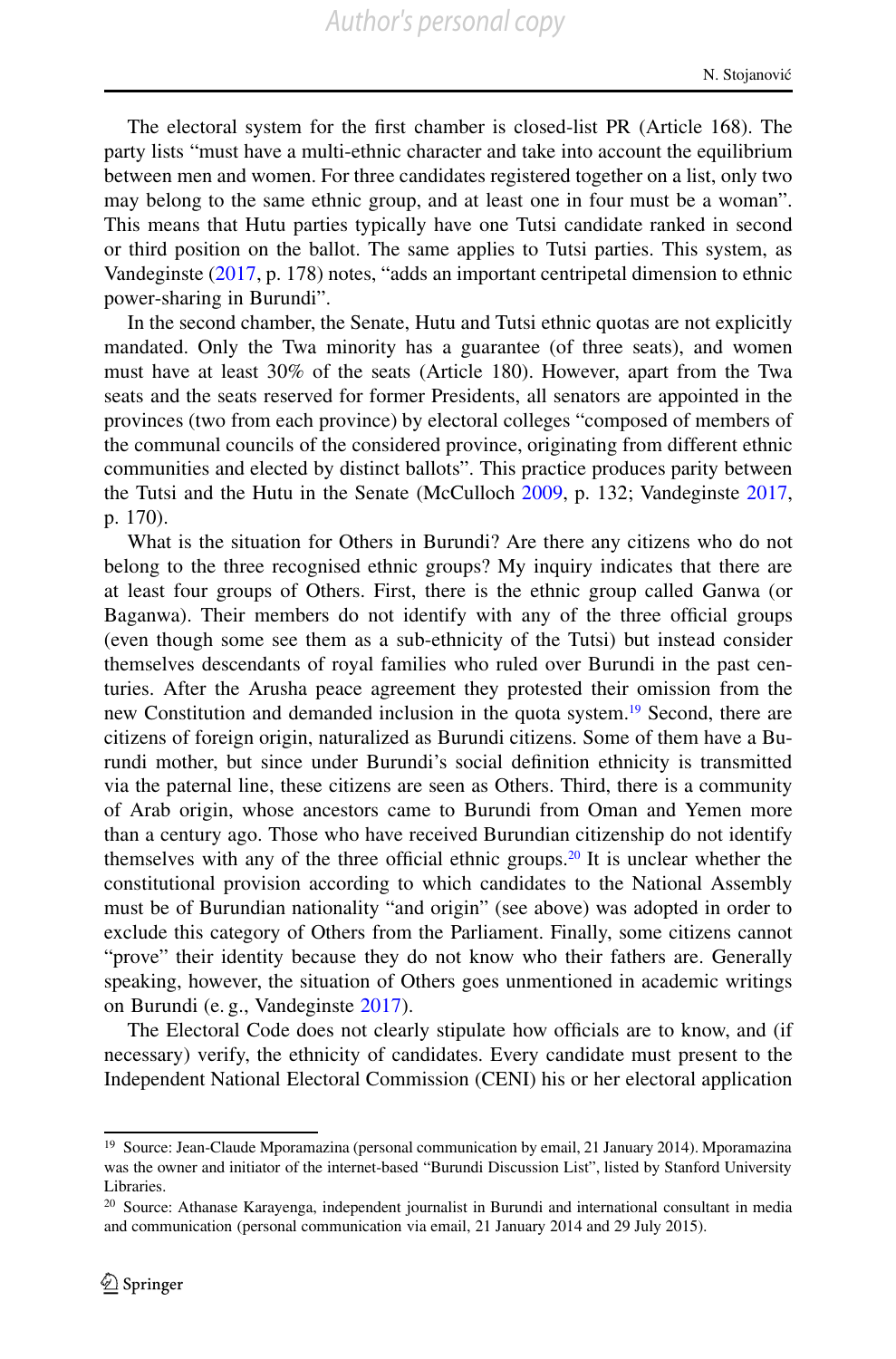The electoral system for the first chamber is closed-list PR (Article 168). The party lists "must have a multi-ethnic character and take into account the equilibrium between men and women. For three candidates registered together on a list, only two may belong to the same ethnic group, and at least one in four must be a woman". This means that Hutu parties typically have one Tutsi candidate ranked in second or third position on the ballot. The same applies to Tutsi parties. This system, as Vandeginste (2017, p. 178) notes, "adds an important centripetal dimension to ethnic power-sharing in Burundi".

In the second chamber, the Senate, Hutu and Tutsi ethnic quotas are not explicitly mandated. Only the Twa minority has a guarantee (of three seats), and women must have at least 30% of the seats (Article 180). However, apart from the Twa seats and the seats reserved for former Presidents, all senators are appointed in the provinces (two from each province) by electoral colleges "composed of members of the communal councils of the considered province, originating from different ethnic communities and elected by distinct ballots". This practice produces parity between the Tutsi and the Hutu in the Senate (McCulloch 2009, p. 132; Vandeginste 2017, p. 170).

What is the situation for Others in Burundi? Are there any citizens who do not belong to the three recognised ethnic groups? My inquiry indicates that there are at least four groups of Others. First, there is the ethnic group called Ganwa (or Baganwa). Their members do not identify with any of the three official groups (even though some see them as a sub-ethnicity of the Tutsi) but instead consider themselves descendants of royal families who ruled over Burundi in the past centuries. After the Arusha peace agreement they protested their omission from the new Constitution and demanded inclusion in the quota system.[19] Second, there are citizens of foreign origin, naturalized as Burundi citizens. Some of them have a Burundi mother, but since under Burundi's social definition ethnicity is transmitted via the paternal line, these citizens are seen as Others. Third, there is a community of Arab origin, whose ancestors came to Burundi from Oman and Yemen more than a century ago. Those who have received Burundian citizenship do not identify themselves with any of the three official ethnic groups.[20] It is unclear whether the constitutional provision according to which candidates to the National Assembly must be of Burundian nationality "and origin" (see above) was adopted in order to exclude this category of Others from the Parliament. Finally, some citizens cannot "prove" their identity because they do not know who their fathers are. Generally speaking, however, the situation of Others goes unmentioned in academic writings on Burundi (e. g., Vandeginste 2017).

The Electoral Code does not clearly stipulate how officials are to know, and (if necessary) verify, the ethnicity of candidates. Every candidate must present to the Independent National Electoral Commission (CENI) his or her electoral application

---

[19] Source: Jean-Claude Mporamazina (personal communication by email, 21 January 2014). Mporamazina was the owner and initiator of the internet-based "Burundi Discussion List", listed by Stanford University Libraries.

[20] Source: Athanase Karayenga, independent journalist in Burundi and international consultant in media and communication (personal communication via email, 21 January 2014 and 29 July 2015).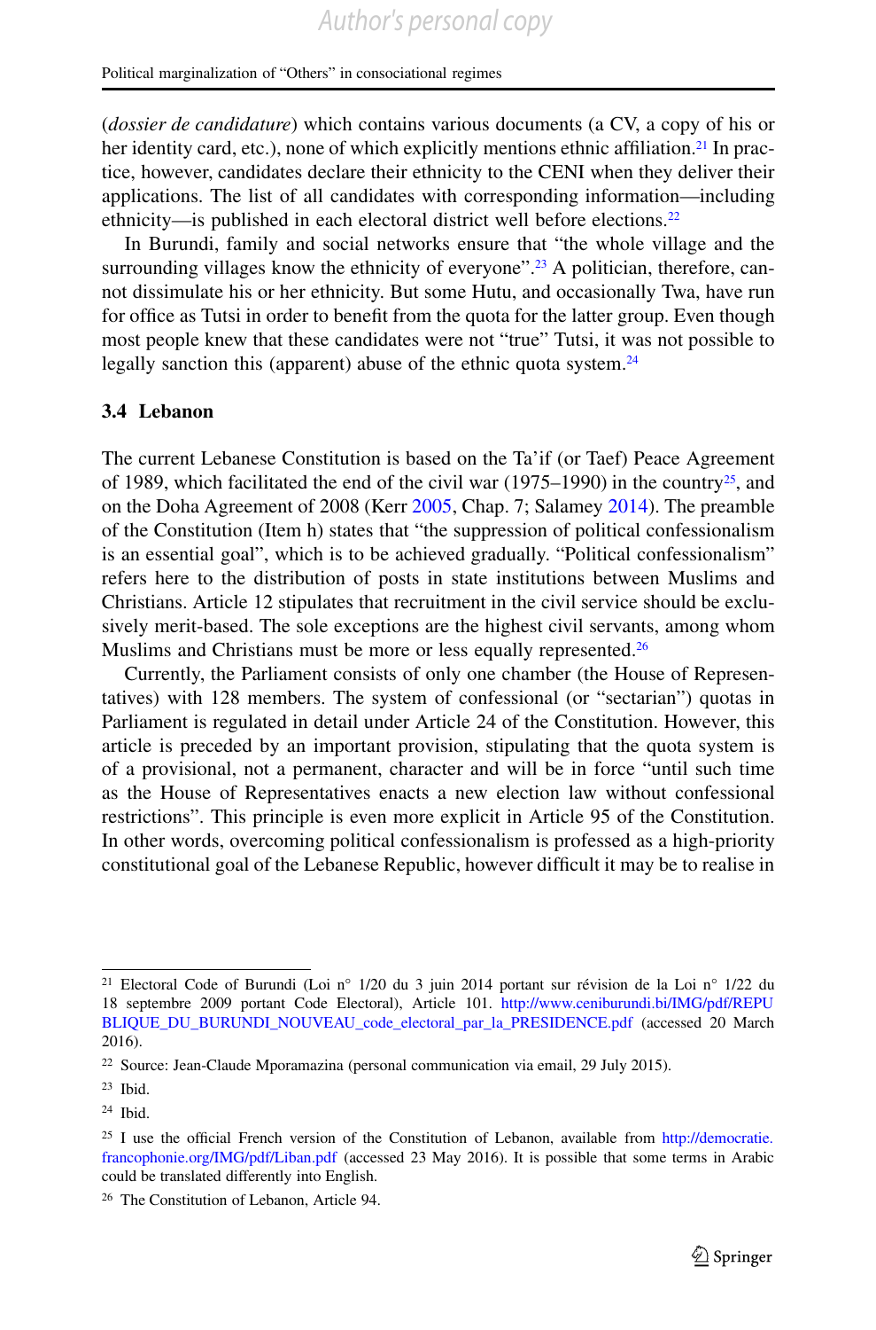(*dossier de candidature*) which contains various documents (a CV, a copy of his or her identity card, etc.), none of which explicitly mentions ethnic affiliation.[21] In practice, however, candidates declare their ethnicity to the CENI when they deliver their applications. The list of all candidates with corresponding information—including ethnicity—is published in each electoral district well before elections.[22]

In Burundi, family and social networks ensure that "the whole village and the surrounding villages know the ethnicity of everyone".[23] A politician, therefore, cannot dissimulate his or her ethnicity. But some Hutu, and occasionally Twa, have run for office as Tutsi in order to benefit from the quota for the latter group. Even though most people knew that these candidates were not "true" Tutsi, it was not possible to legally sanction this (apparent) abuse of the ethnic quota system.[24]

### 3.4 Lebanon

The current Lebanese Constitution is based on the Ta'if (or Taef) Peace Agreement of 1989, which facilitated the end of the civil war (1975–1990) in the country[25], and on the Doha Agreement of 2008 (Kerr 2005, Chap. 7; Salamey 2014). The preamble of the Constitution (Item h) states that "the suppression of political confessionalism is an essential goal", which is to be achieved gradually. "Political confessionalism" refers here to the distribution of posts in state institutions between Muslims and Christians. Article 12 stipulates that recruitment in the civil service should be exclusively merit-based. The sole exceptions are the highest civil servants, among whom Muslims and Christians must be more or less equally represented.[26]

Currently, the Parliament consists of only one chamber (the House of Representatives) with 128 members. The system of confessional (or "sectarian") quotas in Parliament is regulated in detail under Article 24 of the Constitution. However, this article is preceded by an important provision, stipulating that the quota system is of a provisional, not a permanent, character and will be in force "until such time as the House of Representatives enacts a new election law without confessional restrictions". This principle is even more explicit in Article 95 of the Constitution. In other words, overcoming political confessionalism is professed as a high-priority constitutional goal of the Lebanese Republic, however difficult it may be to realise in

---

[21] Electoral Code of Burundi (Loi n° 1/20 du 3 juin 2014 portant sur révision de la Loi n° 1/22 du 18 septembre 2009 portant Code Electoral), Article 101. http://www.ceniburundi.bi/IMG/pdf/REPUBLIQUE_DU_BURUNDI_NOUVEAU_code_electoral_par_la_PRESIDENCE.pdf (accessed 20 March 2016).

[22] Source: Jean-Claude Mporamazina (personal communication via email, 29 July 2015).

[23] Ibid.

[24] Ibid.

[25] I use the official French version of the Constitution of Lebanon, available from http://democratie.francophonie.org/IMG/pdf/Liban.pdf (accessed 23 May 2016). It is possible that some terms in Arabic could be translated differently into English.

[26] The Constitution of Lebanon, Article 94.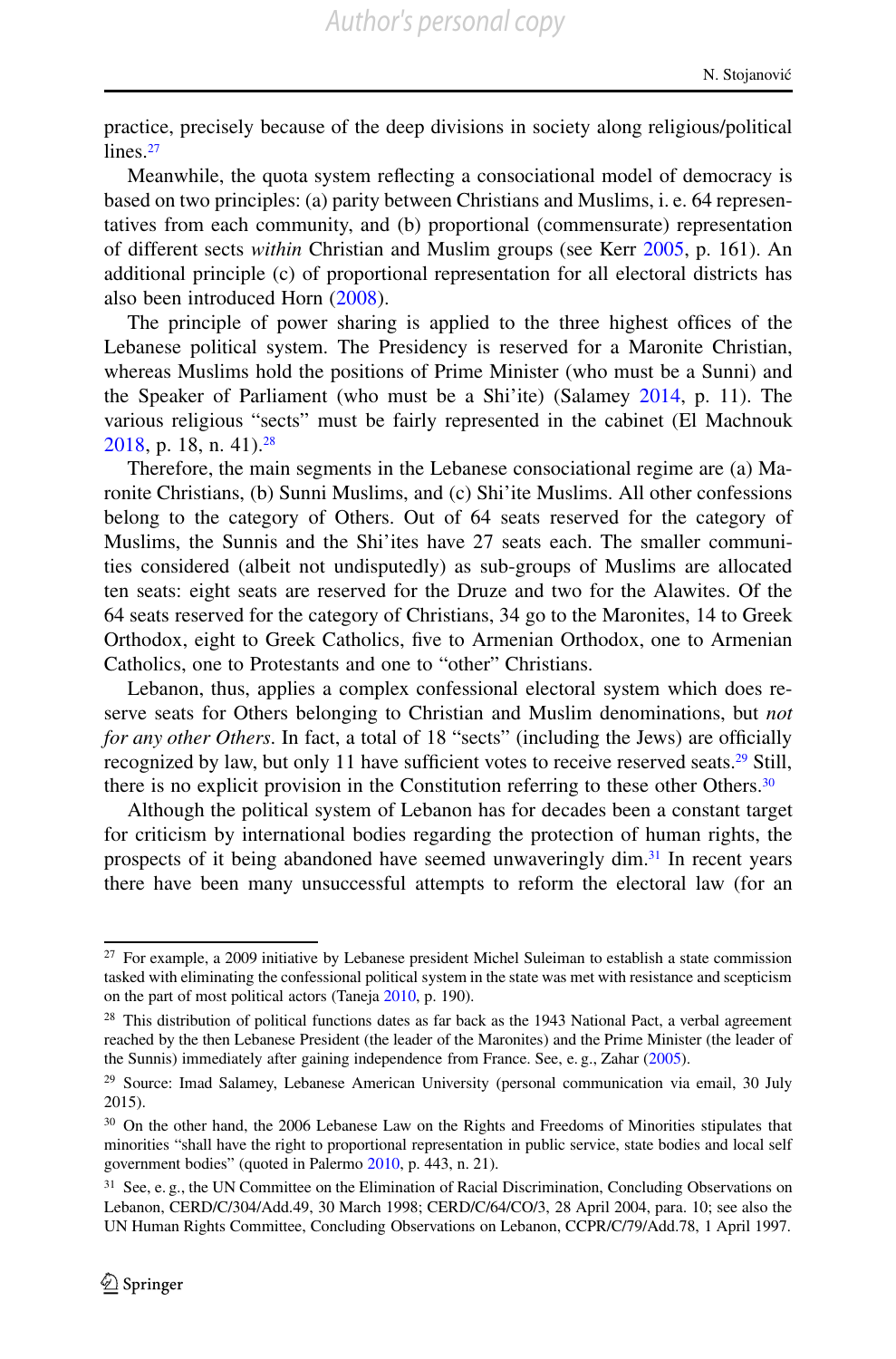practice, precisely because of the deep divisions in society along religious/political lines.[27]

Meanwhile, the quota system reflecting a consociational model of democracy is based on two principles: (a) parity between Christians and Muslims, i. e. 64 representatives from each community, and (b) proportional (commensurate) representation of different sects *within* Christian and Muslim groups (see Kerr 2005, p. 161). An additional principle (c) of proportional representation for all electoral districts has also been introduced Horn (2008).

The principle of power sharing is applied to the three highest offices of the Lebanese political system. The Presidency is reserved for a Maronite Christian, whereas Muslims hold the positions of Prime Minister (who must be a Sunni) and the Speaker of Parliament (who must be a Shi'ite) (Salamey 2014, p. 11). The various religious "sects" must be fairly represented in the cabinet (El Machnouk 2018, p. 18, n. 41).[28]

Therefore, the main segments in the Lebanese consociational regime are (a) Maronite Christians, (b) Sunni Muslims, and (c) Shi'ite Muslims. All other confessions belong to the category of Others. Out of 64 seats reserved for the category of Muslims, the Sunnis and the Shi'ites have 27 seats each. The smaller communities considered (albeit not undisputedly) as sub-groups of Muslims are allocated ten seats: eight seats are reserved for the Druze and two for the Alawites. Of the 64 seats reserved for the category of Christians, 34 go to the Maronites, 14 to Greek Orthodox, eight to Greek Catholics, five to Armenian Orthodox, one to Armenian Catholics, one to Protestants and one to "other" Christians.

Lebanon, thus, applies a complex confessional electoral system which does reserve seats for Others belonging to Christian and Muslim denominations, but *not for any other Others*. In fact, a total of 18 "sects" (including the Jews) are officially recognized by law, but only 11 have sufficient votes to receive reserved seats.[29] Still, there is no explicit provision in the Constitution referring to these other Others.[30]

Although the political system of Lebanon has for decades been a constant target for criticism by international bodies regarding the protection of human rights, the prospects of it being abandoned have seemed unwaveringly dim.[31] In recent years there have been many unsuccessful attempts to reform the electoral law (for an

---

[27] For example, a 2009 initiative by Lebanese president Michel Suleiman to establish a state commission tasked with eliminating the confessional political system in the state was met with resistance and scepticism on the part of most political actors (Taneja 2010, p. 190).

[28] This distribution of political functions dates as far back as the 1943 National Pact, a verbal agreement reached by the then Lebanese President (the leader of the Maronites) and the Prime Minister (the leader of the Sunnis) immediately after gaining independence from France. See, e. g., Zahar (2005).

[29] Source: Imad Salamey, Lebanese American University (personal communication via email, 30 July 2015).

[30] On the other hand, the 2006 Lebanese Law on the Rights and Freedoms of Minorities stipulates that minorities "shall have the right to proportional representation in public service, state bodies and local self government bodies" (quoted in Palermo 2010, p. 443, n. 21).

[31] See, e. g., the UN Committee on the Elimination of Racial Discrimination, Concluding Observations on Lebanon, CERD/C/304/Add.49, 30 March 1998; CERD/C/64/CO/3, 28 April 2004, para. 10; see also the UN Human Rights Committee, Concluding Observations on Lebanon, CCPR/C/79/Add.78, 1 April 1997.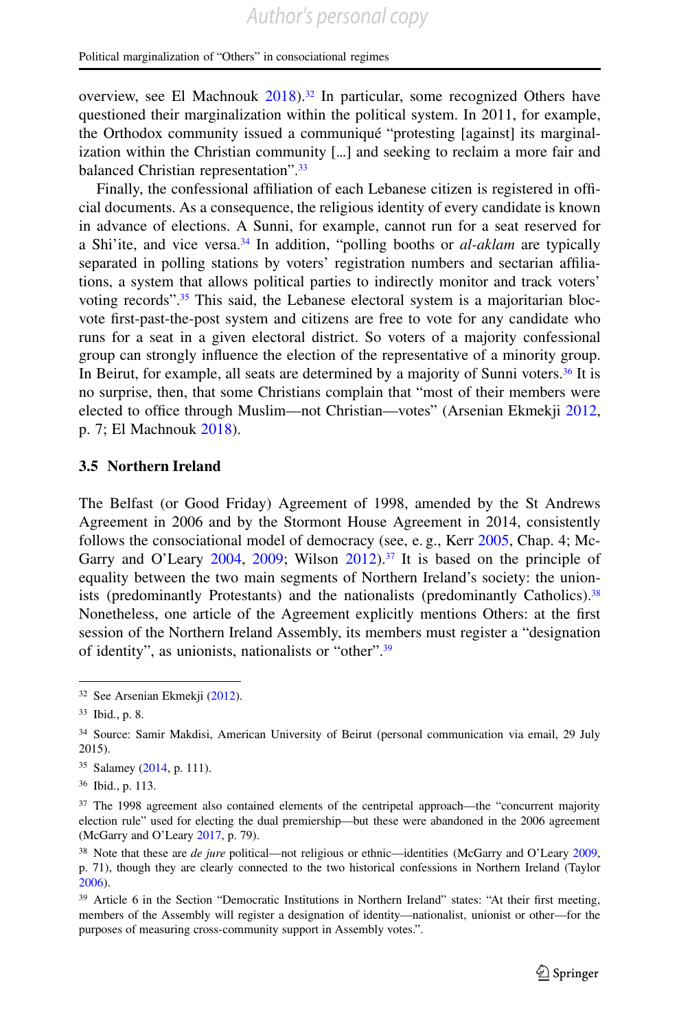overview, see El Machnouk 2018).[32] In particular, some recognized Others have questioned their marginalization within the political system. In 2011, for example, the Orthodox community issued a communiqué "protesting [against] its marginalization within the Christian community [...] and seeking to reclaim a more fair and balanced Christian representation".[33]

Finally, the confessional affiliation of each Lebanese citizen is registered in official documents. As a consequence, the religious identity of every candidate is known in advance of elections. A Sunni, for example, cannot run for a seat reserved for a Shi'ite, and vice versa.[34] In addition, "polling booths or *al-aklam* are typically separated in polling stations by voters' registration numbers and sectarian affiliations, a system that allows political parties to indirectly monitor and track voters' voting records".[35] This said, the Lebanese electoral system is a majoritarian bloc-vote first-past-the-post system and citizens are free to vote for any candidate who runs for a seat in a given electoral district. So voters of a majority confessional group can strongly influence the election of the representative of a minority group. In Beirut, for example, all seats are determined by a majority of Sunni voters.[36] It is no surprise, then, that some Christians complain that "most of their members were elected to office through Muslim—not Christian—votes" (Arsenian Ekmekji 2012, p. 7; El Machnouk 2018).

### 3.5 Northern Ireland

The Belfast (or Good Friday) Agreement of 1998, amended by the St Andrews Agreement in 2006 and by the Stormont House Agreement in 2014, consistently follows the consociational model of democracy (see, e. g., Kerr 2005, Chap. 4; McGarry and O'Leary 2004, 2009; Wilson 2012).[37] It is based on the principle of equality between the two main segments of Northern Ireland's society: the unionists (predominantly Protestants) and the nationalists (predominantly Catholics).[38] Nonetheless, one article of the Agreement explicitly mentions Others: at the first session of the Northern Ireland Assembly, its members must register a "designation of identity", as unionists, nationalists or "other".[39]

---

[32] See Arsenian Ekmekji (2012).

[33] Ibid., p. 8.

[34] Source: Samir Makdisi, American University of Beirut (personal communication via email, 29 July 2015).

[35] Salamey (2014, p. 111).

[36] Ibid., p. 113.

[37] The 1998 agreement also contained elements of the centripetal approach—the "concurrent majority election rule" used for electing the dual premiership—but these were abandoned in the 2006 agreement (McGarry and O'Leary 2017, p. 79).

[38] Note that these are *de jure* political—not religious or ethnic—identities (McGarry and O'Leary 2009, p. 71), though they are clearly connected to the two historical confessions in Northern Ireland (Taylor 2006).

[39] Article 6 in the Section "Democratic Institutions in Northern Ireland" states: "At their first meeting, members of the Assembly will register a designation of identity—nationalist, unionist or other—for the purposes of measuring cross-community support in Assembly votes.".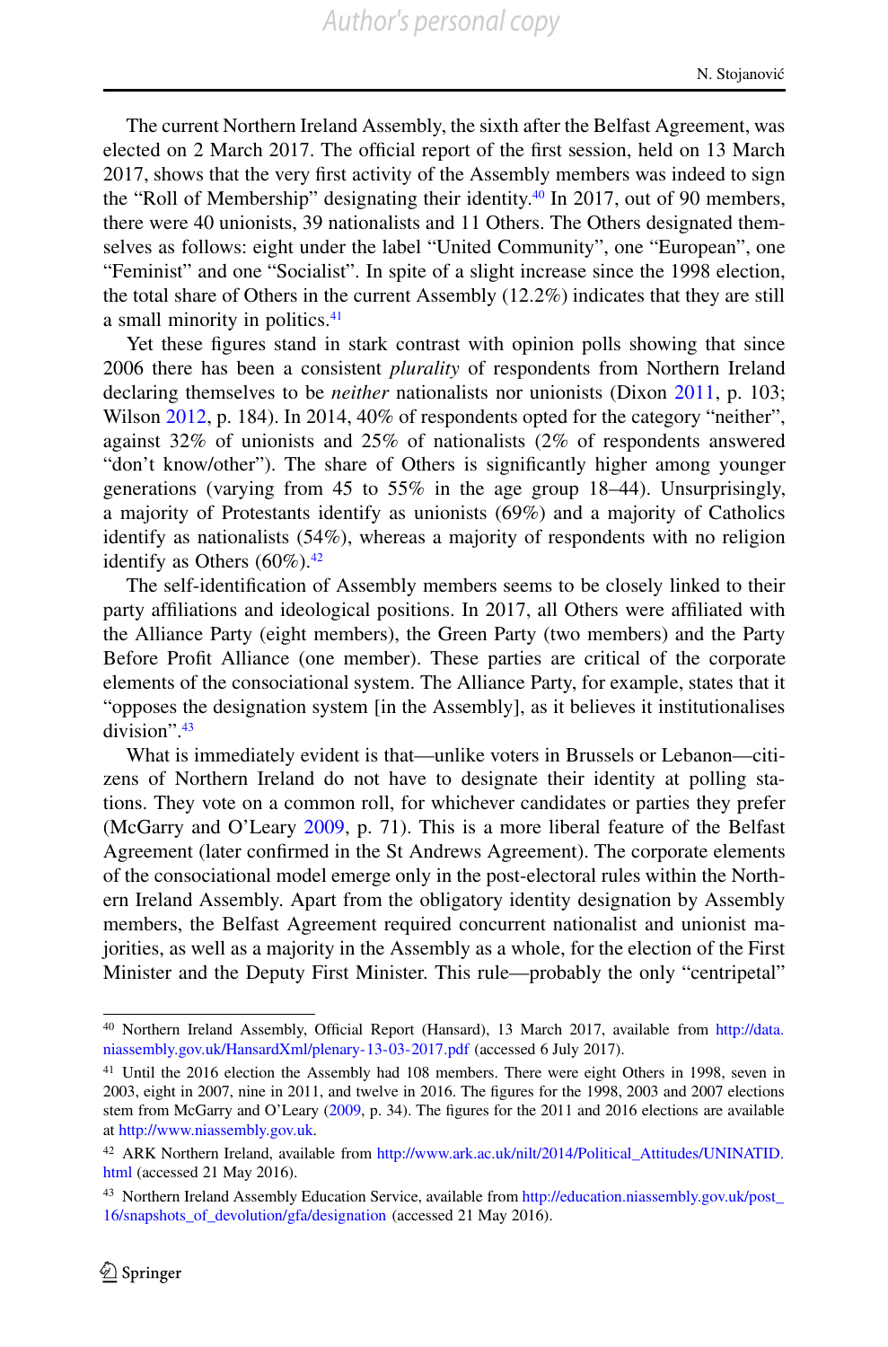The current Northern Ireland Assembly, the sixth after the Belfast Agreement, was elected on 2 March 2017. The official report of the first session, held on 13 March 2017, shows that the very first activity of the Assembly members was indeed to sign the "Roll of Membership" designating their identity.[40] In 2017, out of 90 members, there were 40 unionists, 39 nationalists and 11 Others. The Others designated themselves as follows: eight under the label "United Community", one "European", one "Feminist" and one "Socialist". In spite of a slight increase since the 1998 election, the total share of Others in the current Assembly (12.2%) indicates that they are still a small minority in politics.[41]

Yet these figures stand in stark contrast with opinion polls showing that since 2006 there has been a consistent *plurality* of respondents from Northern Ireland declaring themselves to be *neither* nationalists nor unionists (Dixon 2011, p. 103; Wilson 2012, p. 184). In 2014, 40% of respondents opted for the category "neither", against 32% of unionists and 25% of nationalists (2% of respondents answered "don't know/other"). The share of Others is significantly higher among younger generations (varying from 45 to 55% in the age group 18–44). Unsurprisingly, a majority of Protestants identify as unionists (69%) and a majority of Catholics identify as nationalists (54%), whereas a majority of respondents with no religion identify as Others (60%).[42]

The self-identification of Assembly members seems to be closely linked to their party affiliations and ideological positions. In 2017, all Others were affiliated with the Alliance Party (eight members), the Green Party (two members) and the Party Before Profit Alliance (one member). These parties are critical of the corporate elements of the consociational system. The Alliance Party, for example, states that it "opposes the designation system [in the Assembly], as it believes it institutionalises division".[43]

What is immediately evident is that—unlike voters in Brussels or Lebanon—citizens of Northern Ireland do not have to designate their identity at polling stations. They vote on a common roll, for whichever candidates or parties they prefer (McGarry and O'Leary 2009, p. 71). This is a more liberal feature of the Belfast Agreement (later confirmed in the St Andrews Agreement). The corporate elements of the consociational model emerge only in the post-electoral rules within the Northern Ireland Assembly. Apart from the obligatory identity designation by Assembly members, the Belfast Agreement required concurrent nationalist and unionist majorities, as well as a majority in the Assembly as a whole, for the election of the First Minister and the Deputy First Minister. This rule—probably the only "centripetal"

---

[40] Northern Ireland Assembly, Official Report (Hansard), 13 March 2017, available from http://data.niassembly.gov.uk/HansardXml/plenary-13-03-2017.pdf (accessed 6 July 2017).

[41] Until the 2016 election the Assembly had 108 members. There were eight Others in 1998, seven in 2003, eight in 2007, nine in 2011, and twelve in 2016. The figures for the 1998, 2003 and 2007 elections stem from McGarry and O'Leary (2009, p. 34). The figures for the 2011 and 2016 elections are available at http://www.niassembly.gov.uk.

[42] ARK Northern Ireland, available from http://www.ark.ac.uk/nilt/2014/Political_Attitudes/UNINATID.html (accessed 21 May 2016).

[43] Northern Ireland Assembly Education Service, available from http://education.niassembly.gov.uk/post_16/snapshots_of_devolution/gfa/designation (accessed 21 May 2016).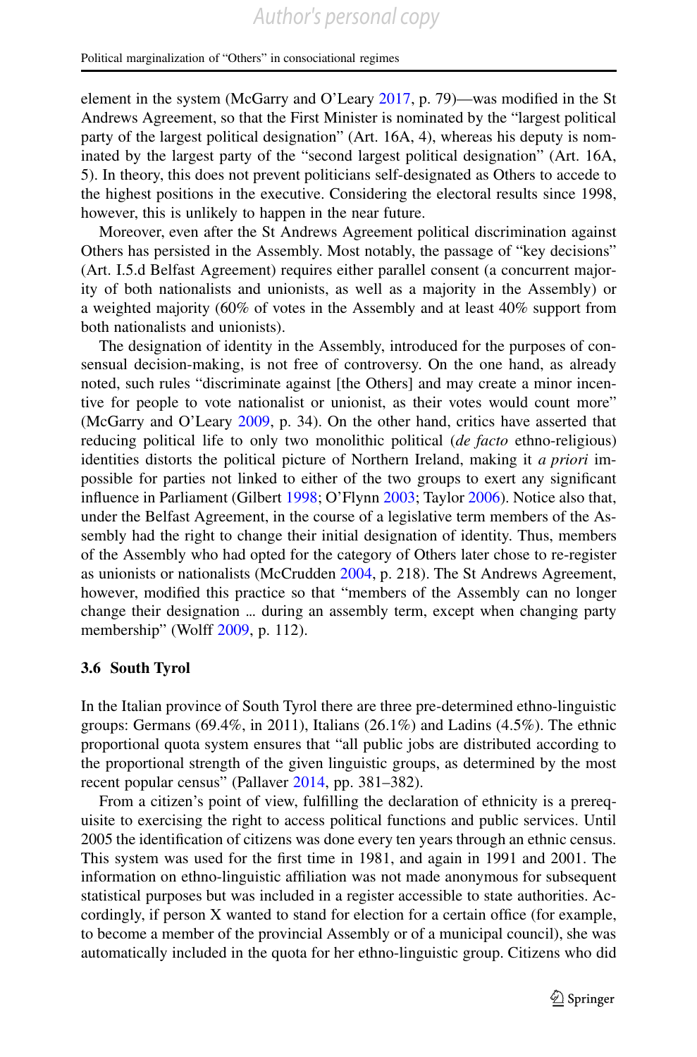element in the system (McGarry and O'Leary 2017, p. 79)—was modified in the St Andrews Agreement, so that the First Minister is nominated by the "largest political party of the largest political designation" (Art. 16A, 4), whereas his deputy is nominated by the largest party of the "second largest political designation" (Art. 16A, 5). In theory, this does not prevent politicians self-designated as Others to accede to the highest positions in the executive. Considering the electoral results since 1998, however, this is unlikely to happen in the near future.

Moreover, even after the St Andrews Agreement political discrimination against Others has persisted in the Assembly. Most notably, the passage of "key decisions" (Art. I.5.d Belfast Agreement) requires either parallel consent (a concurrent majority of both nationalists and unionists, as well as a majority in the Assembly) or a weighted majority (60% of votes in the Assembly and at least 40% support from both nationalists and unionists).

The designation of identity in the Assembly, introduced for the purposes of consensual decision-making, is not free of controversy. On the one hand, as already noted, such rules "discriminate against [the Others] and may create a minor incentive for people to vote nationalist or unionist, as their votes would count more" (McGarry and O'Leary 2009, p. 34). On the other hand, critics have asserted that reducing political life to only two monolithic political (*de facto* ethno-religious) identities distorts the political picture of Northern Ireland, making it *a priori* impossible for parties not linked to either of the two groups to exert any significant influence in Parliament (Gilbert 1998; O'Flynn 2003; Taylor 2006). Notice also that, under the Belfast Agreement, in the course of a legislative term members of the Assembly had the right to change their initial designation of identity. Thus, members of the Assembly who had opted for the category of Others later chose to re-register as unionists or nationalists (McCrudden 2004, p. 218). The St Andrews Agreement, however, modified this practice so that "members of the Assembly can no longer change their designation … during an assembly term, except when changing party membership" (Wolff 2009, p. 112).

### 3.6 South Tyrol

In the Italian province of South Tyrol there are three pre-determined ethno-linguistic groups: Germans (69.4%, in 2011), Italians (26.1%) and Ladins (4.5%). The ethnic proportional quota system ensures that "all public jobs are distributed according to the proportional strength of the given linguistic groups, as determined by the most recent popular census" (Pallaver 2014, pp. 381–382).

From a citizen's point of view, fulfilling the declaration of ethnicity is a prerequisite to exercising the right to access political functions and public services. Until 2005 the identification of citizens was done every ten years through an ethnic census. This system was used for the first time in 1981, and again in 1991 and 2001. The information on ethno-linguistic affiliation was not made anonymous for subsequent statistical purposes but was included in a register accessible to state authorities. Accordingly, if person X wanted to stand for election for a certain office (for example, to become a member of the provincial Assembly or of a municipal council), she was automatically included in the quota for her ethno-linguistic group. Citizens who did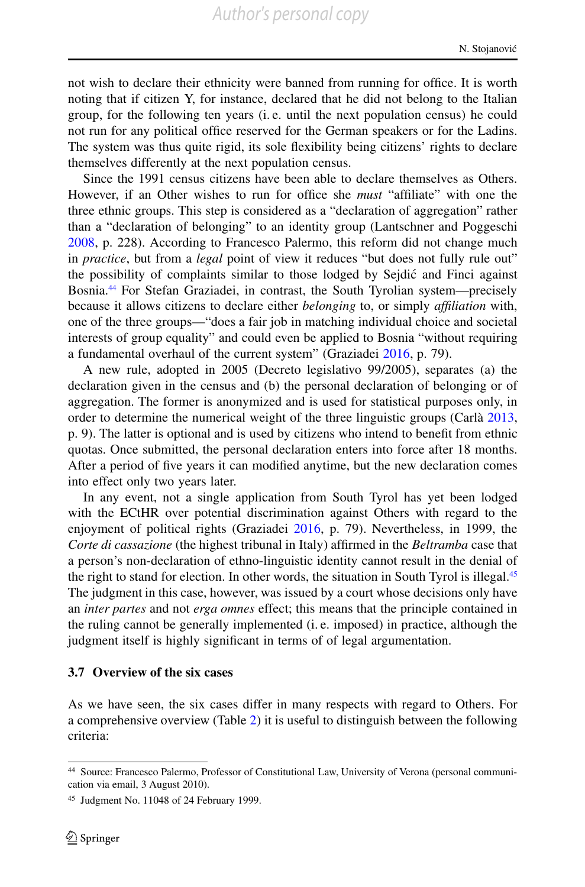not wish to declare their ethnicity were banned from running for office. It is worth noting that if citizen Y, for instance, declared that he did not belong to the Italian group, for the following ten years (i. e. until the next population census) he could not run for any political office reserved for the German speakers or for the Ladins. The system was thus quite rigid, its sole flexibility being citizens' rights to declare themselves differently at the next population census.

Since the 1991 census citizens have been able to declare themselves as Others. However, if an Other wishes to run for office she *must* "affiliate" with one the three ethnic groups. This step is considered as a "declaration of aggregation" rather than a "declaration of belonging" to an identity group (Lantschner and Poggeschi 2008, p. 228). According to Francesco Palermo, this reform did not change much in *practice*, but from a *legal* point of view it reduces "but does not fully rule out" the possibility of complaints similar to those lodged by Sejdić and Finci against Bosnia.[44] For Stefan Graziadei, in contrast, the South Tyrolian system—precisely because it allows citizens to declare either *belonging* to, or simply *affiliation* with, one of the three groups—"does a fair job in matching individual choice and societal interests of group equality" and could even be applied to Bosnia "without requiring a fundamental overhaul of the current system" (Graziadei 2016, p. 79).

A new rule, adopted in 2005 (Decreto legislativo 99/2005), separates (a) the declaration given in the census and (b) the personal declaration of belonging or of aggregation. The former is anonymized and is used for statistical purposes only, in order to determine the numerical weight of the three linguistic groups (Carlà 2013, p. 9). The latter is optional and is used by citizens who intend to benefit from ethnic quotas. Once submitted, the personal declaration enters into force after 18 months. After a period of five years it can modified anytime, but the new declaration comes into effect only two years later.

In any event, not a single application from South Tyrol has yet been lodged with the ECtHR over potential discrimination against Others with regard to the enjoyment of political rights (Graziadei 2016, p. 79). Nevertheless, in 1999, the *Corte di cassazione* (the highest tribunal in Italy) affirmed in the *Beltramba* case that a person's non-declaration of ethno-linguistic identity cannot result in the denial of the right to stand for election. In other words, the situation in South Tyrol is illegal.[45] The judgment in this case, however, was issued by a court whose decisions only have an *inter partes* and not *erga omnes* effect; this means that the principle contained in the ruling cannot be generally implemented (i. e. imposed) in practice, although the judgment itself is highly significant in terms of of legal argumentation.

### 3.7 Overview of the six cases

As we have seen, the six cases differ in many respects with regard to Others. For a comprehensive overview (Table 2) it is useful to distinguish between the following criteria:

---

[44] Source: Francesco Palermo, Professor of Constitutional Law, University of Verona (personal communication via email, 3 August 2010).

[45] Judgment No. 11048 of 24 February 1999.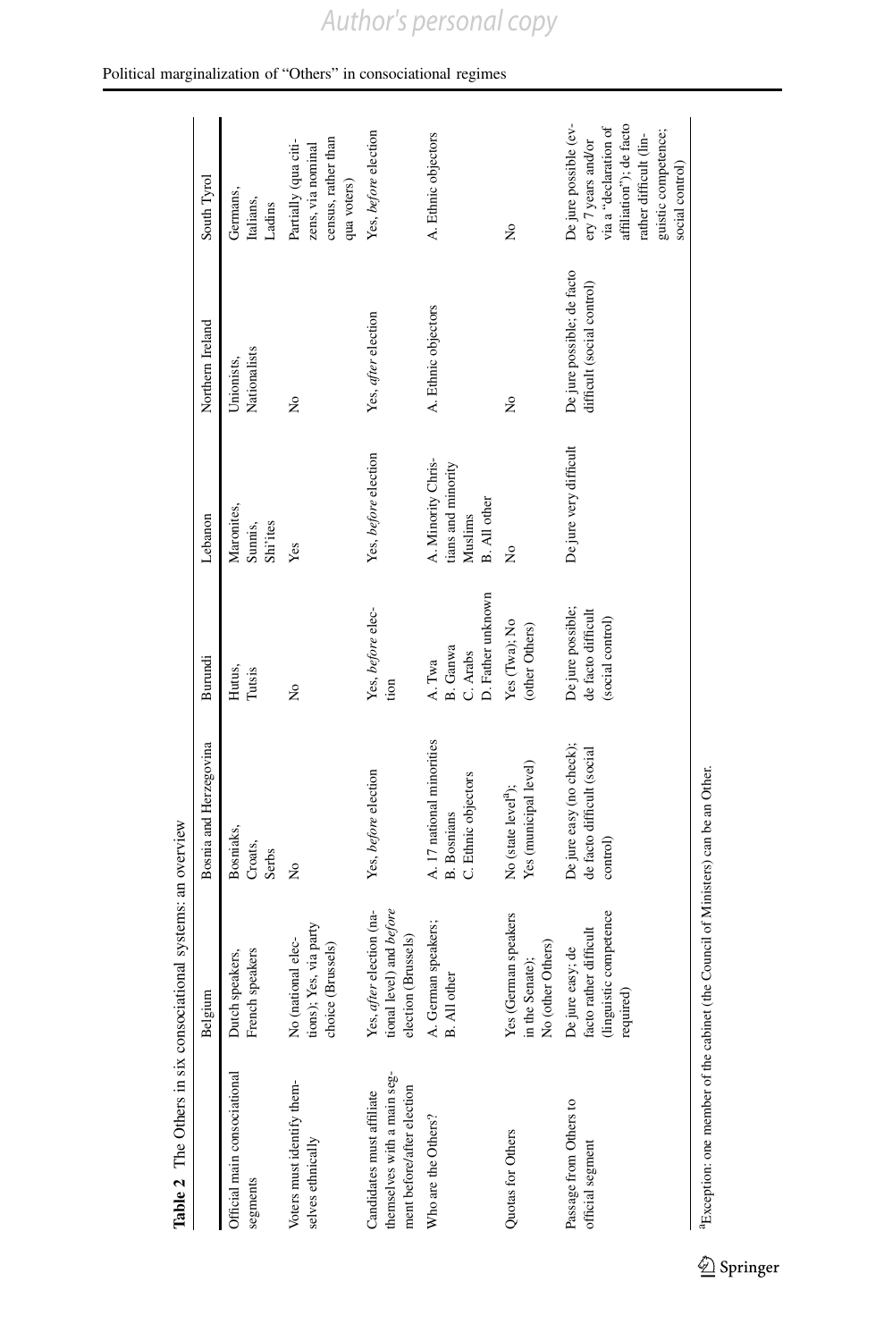**Table 2** The Others in six consociational systems: an overview

| | Belgium | Bosnia and Herzegovina | Burundi | Lebanon | Northern Ireland | South Tyrol |
|---|---|---|---|---|---|---|
| Official main consociational segments | Dutch speakers, French speakers | Bosniaks, Croats, Serbs | Hutus, Tutsis | Maronites, Sunnis, Shi'ites | Unionists, Nationalists | Germans, Italians, Ladins |
| Voters must identify themselves ethnically | No (national elections); Yes, via party choice (Brussels) | No | No | Yes | No | Partially (qua citizens, via nominal census, rather than qua voters) |
| Candidates must affiliate themselves with a main segment before/after election | Yes, *after* election (national level) and *before* election (Brussels) | Yes, *before* election | Yes, *before* election | Yes, *before* election | Yes, *after* election | Yes, *before* election |
| Who are the Others? | A. German speakers; B. All other | A. 17 national minorities B. Bosnians C. Ethnic objectors | A. Twa B. Ganwa C. Arabs D. Father unknown | A. Minority Christians and minority Muslims B. All other | A. Ethnic objectors | A. Ethnic objectors |
| Quotas for Others | Yes (German speakers in the Senate); No (other Others) | No (state level[a]); Yes (municipal level) | Yes (Twa); No (other Others) | No | No | No |
| Passage from Others to official segment | De jure easy; de facto rather difficult (linguistic competence required) | De jure easy (no check); de facto difficult (social control) | De jure possible; de facto difficult (social control) | De jure very difficult | De jure possible; de facto difficult (social control) | De jure possible (every 7 years and/or via a "declaration of affiliation"); de facto rather difficult (linguistic competence; social control) |

[a]Exception: one member of the cabinet (the Council of Ministers) can be an Other.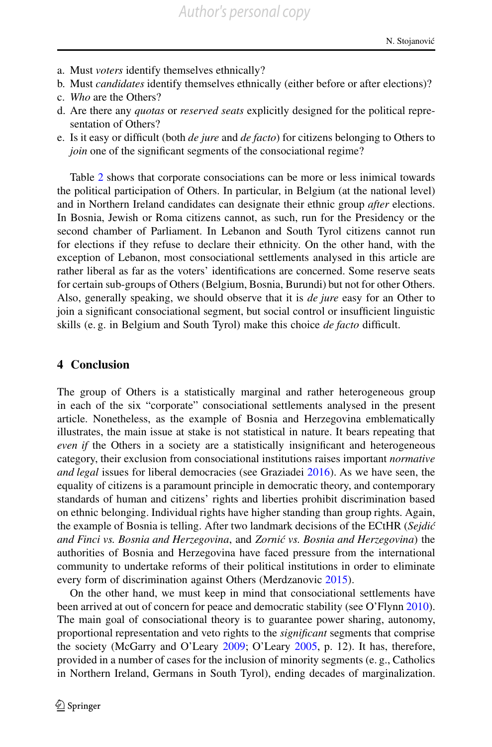a. Must *voters* identify themselves ethnically?
b. Must *candidates* identify themselves ethnically (either before or after elections)?
c. *Who* are the Others?
d. Are there any *quotas* or *reserved seats* explicitly designed for the political representation of Others?
e. Is it easy or difficult (both *de jure* and *de facto*) for citizens belonging to Others to *join* one of the significant segments of the consociational regime?

Table 2 shows that corporate consociations can be more or less inimical towards the political participation of Others. In particular, in Belgium (at the national level) and in Northern Ireland candidates can designate their ethnic group *after* elections. In Bosnia, Jewish or Roma citizens cannot, as such, run for the Presidency or the second chamber of Parliament. In Lebanon and South Tyrol citizens cannot run for elections if they refuse to declare their ethnicity. On the other hand, with the exception of Lebanon, most consociational settlements analysed in this article are rather liberal as far as the voters' identifications are concerned. Some reserve seats for certain sub-groups of Others (Belgium, Bosnia, Burundi) but not for other Others. Also, generally speaking, we should observe that it is *de jure* easy for an Other to join a significant consociational segment, but social control or insufficient linguistic skills (e. g. in Belgium and South Tyrol) make this choice *de facto* difficult.

## 4 Conclusion

The group of Others is a statistically marginal and rather heterogeneous group in each of the six "corporate" consociational settlements analysed in the present article. Nonetheless, as the example of Bosnia and Herzegovina emblematically illustrates, the main issue at stake is not statistical in nature. It bears repeating that *even if* the Others in a society are a statistically insignificant and heterogeneous category, their exclusion from consociational institutions raises important *normative and legal* issues for liberal democracies (see Graziadei 2016). As we have seen, the equality of citizens is a paramount principle in democratic theory, and contemporary standards of human and citizens' rights and liberties prohibit discrimination based on ethnic belonging. Individual rights have higher standing than group rights. Again, the example of Bosnia is telling. After two landmark decisions of the ECtHR (*Sejdić and Finci vs. Bosnia and Herzegovina*, and *Zornić vs. Bosnia and Herzegovina*) the authorities of Bosnia and Herzegovina have faced pressure from the international community to undertake reforms of their political institutions in order to eliminate every form of discrimination against Others (Merdzanovic 2015).

On the other hand, we must keep in mind that consociational settlements have been arrived at out of concern for peace and democratic stability (see O'Flynn 2010). The main goal of consociational theory is to guarantee power sharing, autonomy, proportional representation and veto rights to the *significant* segments that comprise the society (McGarry and O'Leary 2009; O'Leary 2005, p. 12). It has, therefore, provided in a number of cases for the inclusion of minority segments (e. g., Catholics in Northern Ireland, Germans in South Tyrol), ending decades of marginalization.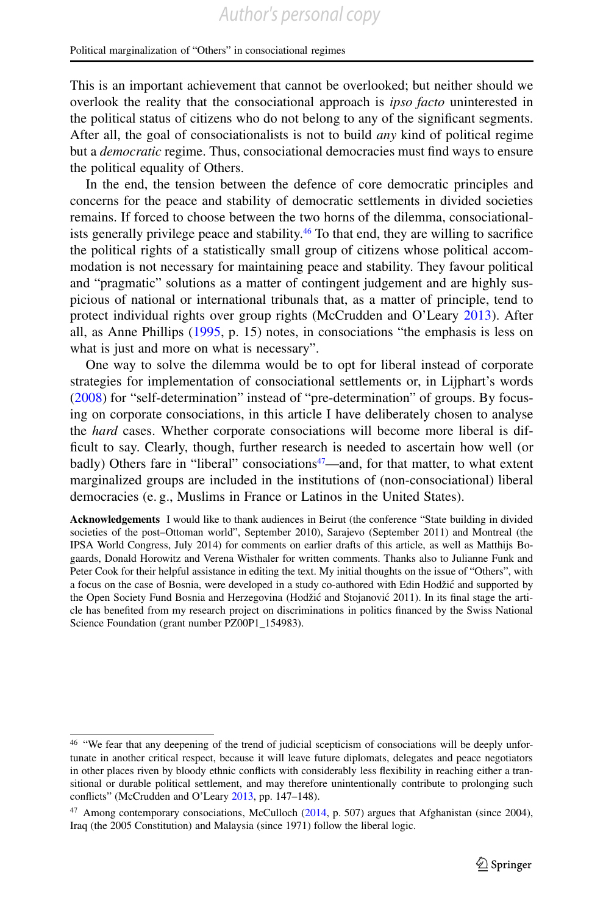This is an important achievement that cannot be overlooked; but neither should we overlook the reality that the consociational approach is *ipso facto* uninterested in the political status of citizens who do not belong to any of the significant segments. After all, the goal of consociationalists is not to build *any* kind of political regime but a *democratic* regime. Thus, consociational democracies must find ways to ensure the political equality of Others.

In the end, the tension between the defence of core democratic principles and concerns for the peace and stability of democratic settlements in divided societies remains. If forced to choose between the two horns of the dilemma, consociationalists generally privilege peace and stability.[46] To that end, they are willing to sacrifice the political rights of a statistically small group of citizens whose political accommodation is not necessary for maintaining peace and stability. They favour political and "pragmatic" solutions as a matter of contingent judgement and are highly suspicious of national or international tribunals that, as a matter of principle, tend to protect individual rights over group rights (McCrudden and O'Leary 2013). After all, as Anne Phillips (1995, p. 15) notes, in consociations "the emphasis is less on what is just and more on what is necessary".

One way to solve the dilemma would be to opt for liberal instead of corporate strategies for implementation of consociational settlements or, in Lijphart's words (2008) for "self-determination" instead of "pre-determination" of groups. By focusing on corporate consociations, in this article I have deliberately chosen to analyse the *hard* cases. Whether corporate consociations will become more liberal is difficult to say. Clearly, though, further research is needed to ascertain how well (or badly) Others fare in "liberal" consociations[47]—and, for that matter, to what extent marginalized groups are included in the institutions of (non-consociational) liberal democracies (e. g., Muslims in France or Latinos in the United States).

**Acknowledgements** I would like to thank audiences in Beirut (the conference "State building in divided societies of the post–Ottoman world", September 2010), Sarajevo (September 2011) and Montreal (the IPSA World Congress, July 2014) for comments on earlier drafts of this article, as well as Matthijs Bogaards, Donald Horowitz and Verena Wisthaler for written comments. Thanks also to Julianne Funk and Peter Cook for their helpful assistance in editing the text. My initial thoughts on the issue of "Others", with a focus on the case of Bosnia, were developed in a study co-authored with Edin Hodžić and supported by the Open Society Fund Bosnia and Herzegovina (Hodžić and Stojanović 2011). In its final stage the article has benefited from my research project on discriminations in politics financed by the Swiss National Science Foundation (grant number PZ00P1_154983).

---

[46] "We fear that any deepening of the trend of judicial scepticism of consociations will be deeply unfortunate in another critical respect, because it will leave future diplomats, delegates and peace negotiators in other places riven by bloody ethnic conflicts with considerably less flexibility in reaching either a transitional or durable political settlement, and may therefore unintentionally contribute to prolonging such conflicts" (McCrudden and O'Leary 2013, pp. 147–148).

[47] Among contemporary consociations, McCulloch (2014, p. 507) argues that Afghanistan (since 2004), Iraq (the 2005 Constitution) and Malaysia (since 1971) follow the liberal logic.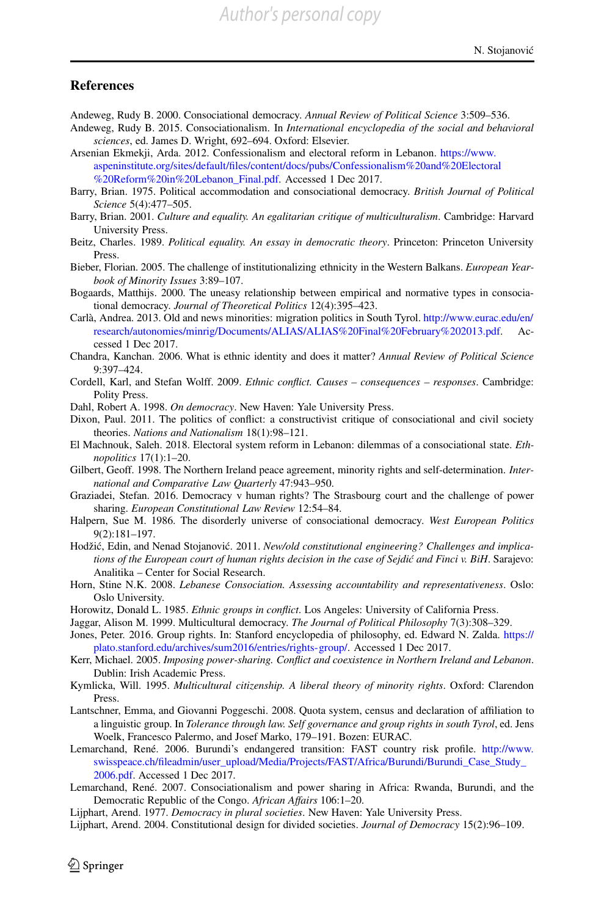## References

Andeweg, Rudy B. 2000. Consociational democracy. *Annual Review of Political Science* 3:509–536.

Andeweg, Rudy B. 2015. Consociationalism. In *International encyclopedia of the social and behavioral sciences*, ed. James D. Wright, 692–694. Oxford: Elsevier.

Arsenian Ekmekji, Arda. 2012. Confessionalism and electoral reform in Lebanon. https://www.aspeninstitute.org/sites/default/files/content/docs/pubs/Confessionalism%20and%20Electoral%20Reform%20in%20Lebanon_Final.pdf. Accessed 1 Dec 2017.

Barry, Brian. 1975. Political accommodation and consociational democracy. *British Journal of Political Science* 5(4):477–505.

Barry, Brian. 2001. *Culture and equality. An egalitarian critique of multiculturalism*. Cambridge: Harvard University Press.

Beitz, Charles. 1989. *Political equality. An essay in democratic theory*. Princeton: Princeton University Press.

Bieber, Florian. 2005. The challenge of institutionalizing ethnicity in the Western Balkans. *European Yearbook of Minority Issues* 3:89–107.

Bogaards, Matthijs. 2000. The uneasy relationship between empirical and normative types in consociational democracy. *Journal of Theoretical Politics* 12(4):395–423.

Carlà, Andrea. 2013. Old and news minorities: migration politics in South Tyrol. http://www.eurac.edu/en/research/autonomies/minrig/Documents/ALIAS/ALIAS%20Final%20February%202013.pdf. Accessed 1 Dec 2017.

Chandra, Kanchan. 2006. What is ethnic identity and does it matter? *Annual Review of Political Science* 9:397–424.

Cordell, Karl, and Stefan Wolff. 2009. *Ethnic conflict. Causes – consequences – responses*. Cambridge: Polity Press.

Dahl, Robert A. 1998. *On democracy*. New Haven: Yale University Press.

Dixon, Paul. 2011. The politics of conflict: a constructivist critique of consociational and civil society theories. *Nations and Nationalism* 18(1):98–121.

El Machnouk, Saleh. 2018. Electoral system reform in Lebanon: dilemmas of a consociational state. *Ethnopolitics* 17(1):1–20.

Gilbert, Geoff. 1998. The Northern Ireland peace agreement, minority rights and self-determination. *International and Comparative Law Quarterly* 47:943–950.

Graziadei, Stefan. 2016. Democracy v human rights? The Strasbourg court and the challenge of power sharing. *European Constitutional Law Review* 12:54–84.

Halpern, Sue M. 1986. The disorderly universe of consociational democracy. *West European Politics* 9(2):181–197.

Hodžić, Edin, and Nenad Stojanović. 2011. *New/old constitutional engineering? Challenges and implications of the European court of human rights decision in the case of Sejdić and Finci v. BiH*. Sarajevo: Analitika – Center for Social Research.

Horn, Stine N.K. 2008. *Lebanese Consociation. Assessing accountability and representativeness*. Oslo: Oslo University.

Horowitz, Donald L. 1985. *Ethnic groups in conflict*. Los Angeles: University of California Press.

Jaggar, Alison M. 1999. Multicultural democracy. *The Journal of Political Philosophy* 7(3):308–329.

Jones, Peter. 2016. Group rights. In: Stanford encyclopedia of philosophy, ed. Edward N. Zalda. https://plato.stanford.edu/archives/sum2016/entries/rights-group/. Accessed 1 Dec 2017.

Kerr, Michael. 2005. *Imposing power-sharing. Conflict and coexistence in Northern Ireland and Lebanon*. Dublin: Irish Academic Press.

Kymlicka, Will. 1995. *Multicultural citizenship. A liberal theory of minority rights*. Oxford: Clarendon Press.

Lantschner, Emma, and Giovanni Poggeschi. 2008. Quota system, census and declaration of affiliation to a linguistic group. In *Tolerance through law. Self governance and group rights in south Tyrol*, ed. Jens Woelk, Francesco Palermo, and Joseph Marko, 179–191. Bozen: EURAC.

Lemarchand, René. 2006. Burundi's endangered transition: FAST country risk profile. http://www.swisspeace.ch/fileadmin/user_upload/Media/Projects/FAST/Africa/Burundi/Burundi_Case_Study_2006.pdf. Accessed 1 Dec 2017.

Lemarchand, René. 2007. Consociationalism and power sharing in Africa: Rwanda, Burundi, and the Democratic Republic of the Congo. *African Affairs* 106:1–20.

Lijphart, Arend. 1977. *Democracy in plural societies*. New Haven: Yale University Press.

Lijphart, Arend. 2004. Constitutional design for divided societies. *Journal of Democracy* 15(2):96–109.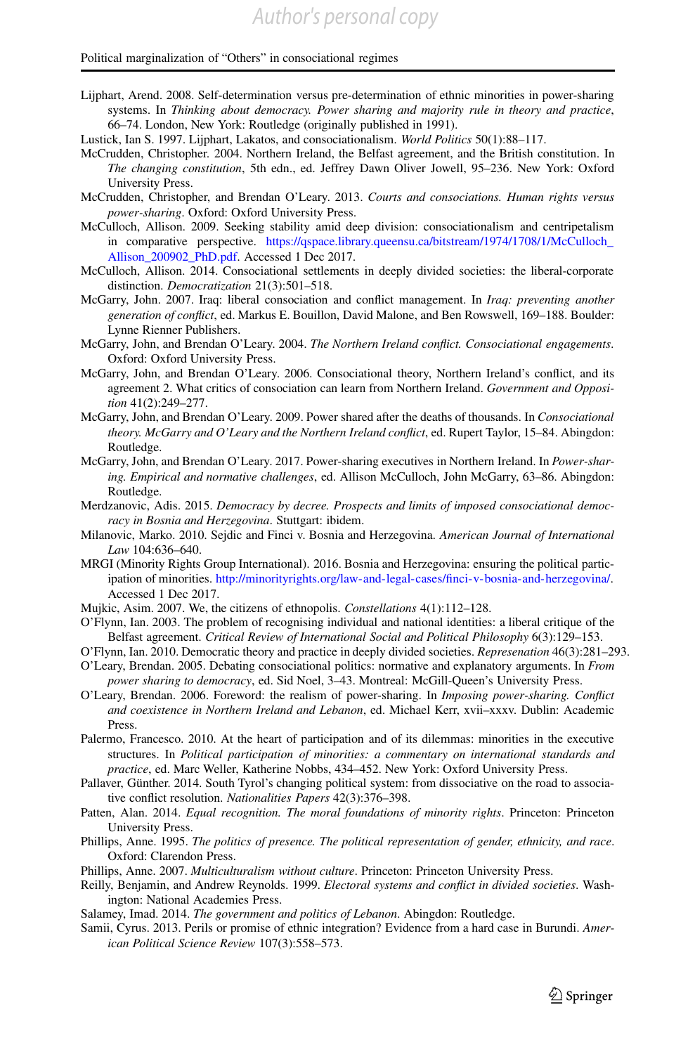Lijphart, Arend. 2008. Self-determination versus pre-determination of ethnic minorities in power-sharing systems. In *Thinking about democracy. Power sharing and majority rule in theory and practice*, 66–74. London, New York: Routledge (originally published in 1991).

Lustick, Ian S. 1997. Lijphart, Lakatos, and consociationalism. *World Politics* 50(1):88–117.

McCrudden, Christopher. 2004. Northern Ireland, the Belfast agreement, and the British constitution. In *The changing constitution*, 5th edn., ed. Jeffrey Dawn Oliver Jowell, 95–236. New York: Oxford University Press.

McCrudden, Christopher, and Brendan O'Leary. 2013. *Courts and consociations. Human rights versus power-sharing*. Oxford: Oxford University Press.

McCulloch, Allison. 2009. Seeking stability amid deep division: consociationalism and centripetalism in comparative perspective. https://qspace.library.queensu.ca/bitstream/1974/1708/1/McCulloch_Allison_200902_PhD.pdf. Accessed 1 Dec 2017.

McCulloch, Allison. 2014. Consociational settlements in deeply divided societies: the liberal-corporate distinction. *Democratization* 21(3):501–518.

McGarry, John. 2007. Iraq: liberal consociation and conflict management. In *Iraq: preventing another generation of conflict*, ed. Markus E. Bouillon, David Malone, and Ben Rowswell, 169–188. Boulder: Lynne Rienner Publishers.

McGarry, John, and Brendan O'Leary. 2004. *The Northern Ireland conflict. Consociational engagements*. Oxford: Oxford University Press.

McGarry, John, and Brendan O'Leary. 2006. Consociational theory, Northern Ireland's conflict, and its agreement 2. What critics of consociation can learn from Northern Ireland. *Government and Opposition* 41(2):249–277.

McGarry, John, and Brendan O'Leary. 2009. Power shared after the deaths of thousands. In *Consociational theory. McGarry and O'Leary and the Northern Ireland conflict*, ed. Rupert Taylor, 15–84. Abingdon: Routledge.

McGarry, John, and Brendan O'Leary. 2017. Power-sharing executives in Northern Ireland. In *Power-sharing. Empirical and normative challenges*, ed. Allison McCulloch, John McGarry, 63–86. Abingdon: Routledge.

Merdzanovic, Adis. 2015. *Democracy by decree. Prospects and limits of imposed consociational democracy in Bosnia and Herzegovina*. Stuttgart: ibidem.

Milanovic, Marko. 2010. Sejdic and Finci v. Bosnia and Herzegovina. *American Journal of International Law* 104:636–640.

MRGI (Minority Rights Group International). 2016. Bosnia and Herzegovina: ensuring the political participation of minorities. http://minorityrights.org/law-and-legal-cases/finci-v-bosnia-and-herzegovina/. Accessed 1 Dec 2017.

Mujkic, Asim. 2007. We, the citizens of ethnopolis. *Constellations* 4(1):112–128.

O'Flynn, Ian. 2003. The problem of recognising individual and national identities: a liberal critique of the Belfast agreement. *Critical Review of International Social and Political Philosophy* 6(3):129–153.

O'Flynn, Ian. 2010. Democratic theory and practice in deeply divided societies. *Represenation* 46(3):281–293.

O'Leary, Brendan. 2005. Debating consociational politics: normative and explanatory arguments. In *From power sharing to democracy*, ed. Sid Noel, 3–43. Montreal: McGill-Queen's University Press.

O'Leary, Brendan. 2006. Foreword: the realism of power-sharing. In *Imposing power-sharing. Conflict and coexistence in Northern Ireland and Lebanon*, ed. Michael Kerr, xvii–xxxv. Dublin: Academic Press.

Palermo, Francesco. 2010. At the heart of participation and of its dilemmas: minorities in the executive structures. In *Political participation of minorities: a commentary on international standards and practice*, ed. Marc Weller, Katherine Nobbs, 434–452. New York: Oxford University Press.

Pallaver, Günther. 2014. South Tyrol's changing political system: from dissociative on the road to associative conflict resolution. *Nationalities Papers* 42(3):376–398.

Patten, Alan. 2014. *Equal recognition. The moral foundations of minority rights*. Princeton: Princeton University Press.

Phillips, Anne. 1995. *The politics of presence. The political representation of gender, ethnicity, and race*. Oxford: Clarendon Press.

Phillips, Anne. 2007. *Multiculturalism without culture*. Princeton: Princeton University Press.

Reilly, Benjamin, and Andrew Reynolds. 1999. *Electoral systems and conflict in divided societies*. Washington: National Academies Press.

Salamey, Imad. 2014. *The government and politics of Lebanon*. Abingdon: Routledge.

Samii, Cyrus. 2013. Perils or promise of ethnic integration? Evidence from a hard case in Burundi. *American Political Science Review* 107(3):558–573.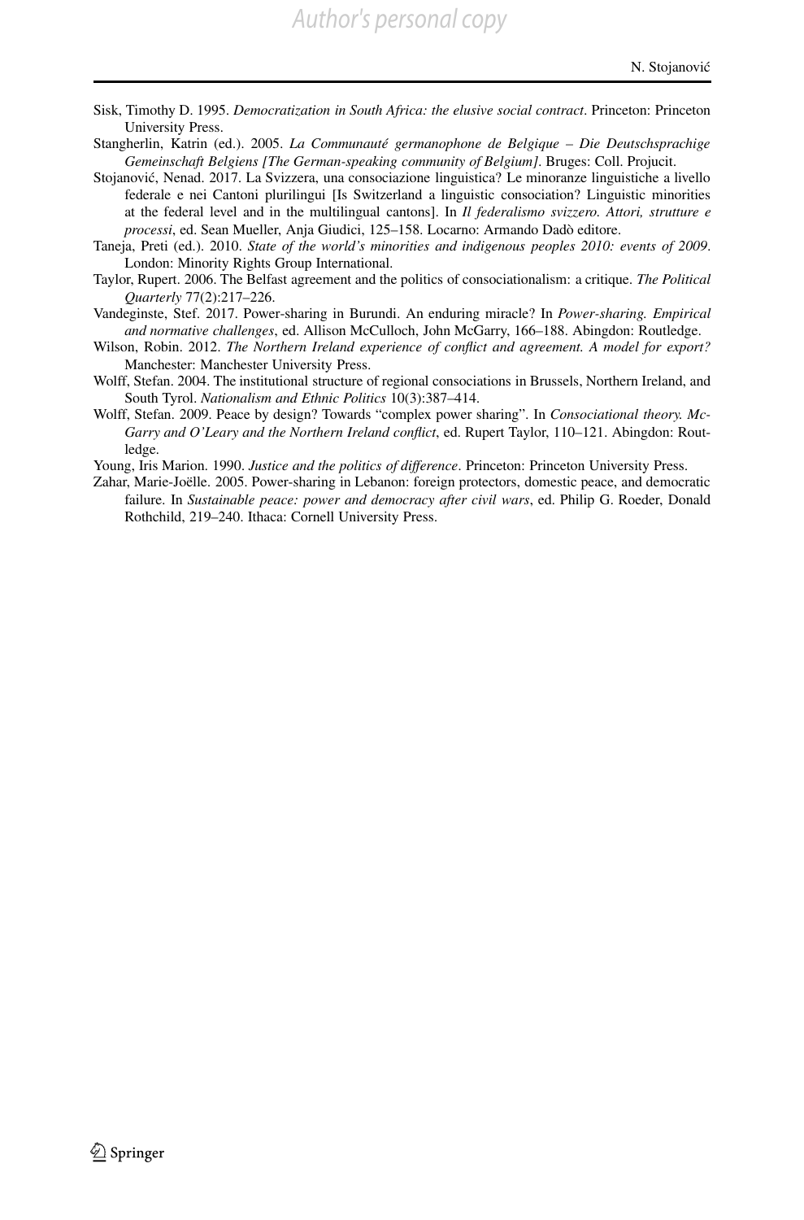Sisk, Timothy D. 1995. *Democratization in South Africa: the elusive social contract*. Princeton: Princeton University Press.

Stangherlin, Katrin (ed.). 2005. *La Communauté germanophone de Belgique – Die Deutschsprachige Gemeinschaft Belgiens [The German-speaking community of Belgium]*. Bruges: Coll. Projucit.

Stojanović, Nenad. 2017. La Svizzera, una consociazione linguistica? Le minoranze linguistiche a livello federale e nei Cantoni plurilingui [Is Switzerland a linguistic consociation? Linguistic minorities at the federal level and in the multilingual cantons]. In *Il federalismo svizzero. Attori, strutture e processi*, ed. Sean Mueller, Anja Giudici, 125–158. Locarno: Armando Dadò editore.

Taneja, Preti (ed.). 2010. *State of the world's minorities and indigenous peoples 2010: events of 2009*. London: Minority Rights Group International.

Taylor, Rupert. 2006. The Belfast agreement and the politics of consociationalism: a critique. *The Political Quarterly* 77(2):217–226.

Vandeginste, Stef. 2017. Power-sharing in Burundi. An enduring miracle? In *Power-sharing. Empirical and normative challenges*, ed. Allison McCulloch, John McGarry, 166–188. Abingdon: Routledge.

Wilson, Robin. 2012. *The Northern Ireland experience of conflict and agreement. A model for export?* Manchester: Manchester University Press.

Wolff, Stefan. 2004. The institutional structure of regional consociations in Brussels, Northern Ireland, and South Tyrol. *Nationalism and Ethnic Politics* 10(3):387–414.

Wolff, Stefan. 2009. Peace by design? Towards "complex power sharing". In *Consociational theory. McGarry and O'Leary and the Northern Ireland conflict*, ed. Rupert Taylor, 110–121. Abingdon: Routledge.

Young, Iris Marion. 1990. *Justice and the politics of difference*. Princeton: Princeton University Press.

Zahar, Marie-Joëlle. 2005. Power-sharing in Lebanon: foreign protectors, domestic peace, and democratic failure. In *Sustainable peace: power and democracy after civil wars*, ed. Philip G. Roeder, Donald Rothchild, 219–240. Ithaca: Cornell University Press.